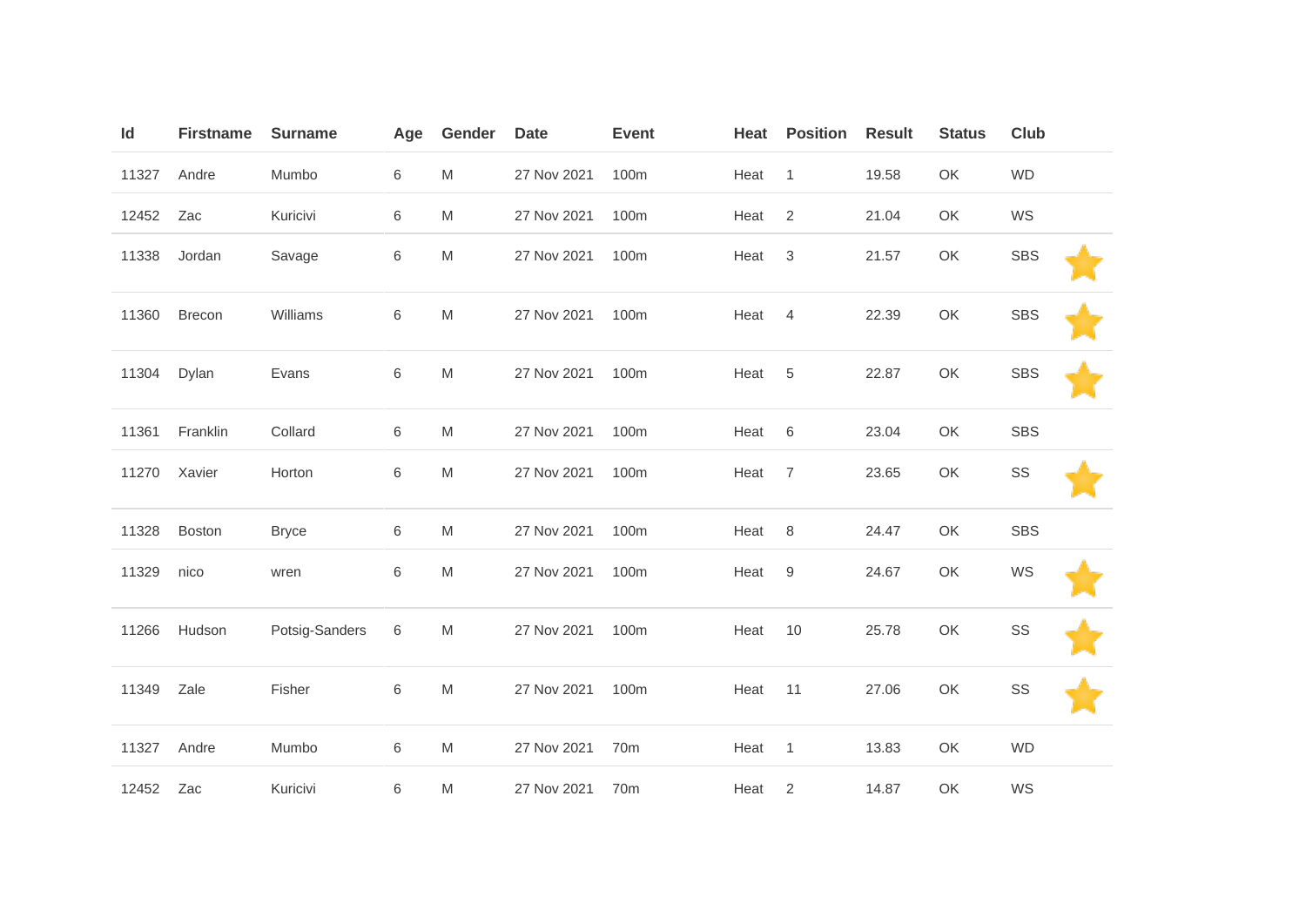| Id | Firstname | Surname | Age | Gender | Date | Event | Heat | Position | Result | Status | Club | |
|---|---|---|---|---|---|---|---|---|---|---|---|---|
| 11327 | Andre | Mumbo | 6 | M | 27 Nov 2021 | 100m | Heat | 1 | 19.58 | OK | WD | |
| 12452 | Zac | Kuricivi | 6 | M | 27 Nov 2021 | 100m | Heat | 2 | 21.04 | OK | WS | |
| 11338 | Jordan | Savage | 6 | M | 27 Nov 2021 | 100m | Heat | 3 | 21.57 | OK | SBS | ⭐ |
| 11360 | Brecon | Williams | 6 | M | 27 Nov 2021 | 100m | Heat | 4 | 22.39 | OK | SBS | ⭐ |
| 11304 | Dylan | Evans | 6 | M | 27 Nov 2021 | 100m | Heat | 5 | 22.87 | OK | SBS | ⭐ |
| 11361 | Franklin | Collard | 6 | M | 27 Nov 2021 | 100m | Heat | 6 | 23.04 | OK | SBS | |
| 11270 | Xavier | Horton | 6 | M | 27 Nov 2021 | 100m | Heat | 7 | 23.65 | OK | SS | ⭐ |
| 11328 | Boston | Bryce | 6 | M | 27 Nov 2021 | 100m | Heat | 8 | 24.47 | OK | SBS | |
| 11329 | nico | wren | 6 | M | 27 Nov 2021 | 100m | Heat | 9 | 24.67 | OK | WS | ⭐ |
| 11266 | Hudson | Potsig-Sanders | 6 | M | 27 Nov 2021 | 100m | Heat | 10 | 25.78 | OK | SS | ⭐ |
| 11349 | Zale | Fisher | 6 | M | 27 Nov 2021 | 100m | Heat | 11 | 27.06 | OK | SS | ⭐ |
| 11327 | Andre | Mumbo | 6 | M | 27 Nov 2021 | 70m | Heat | 1 | 13.83 | OK | WD | |
| 12452 | Zac | Kuricivi | 6 | M | 27 Nov 2021 | 70m | Heat | 2 | 14.87 | OK | WS | |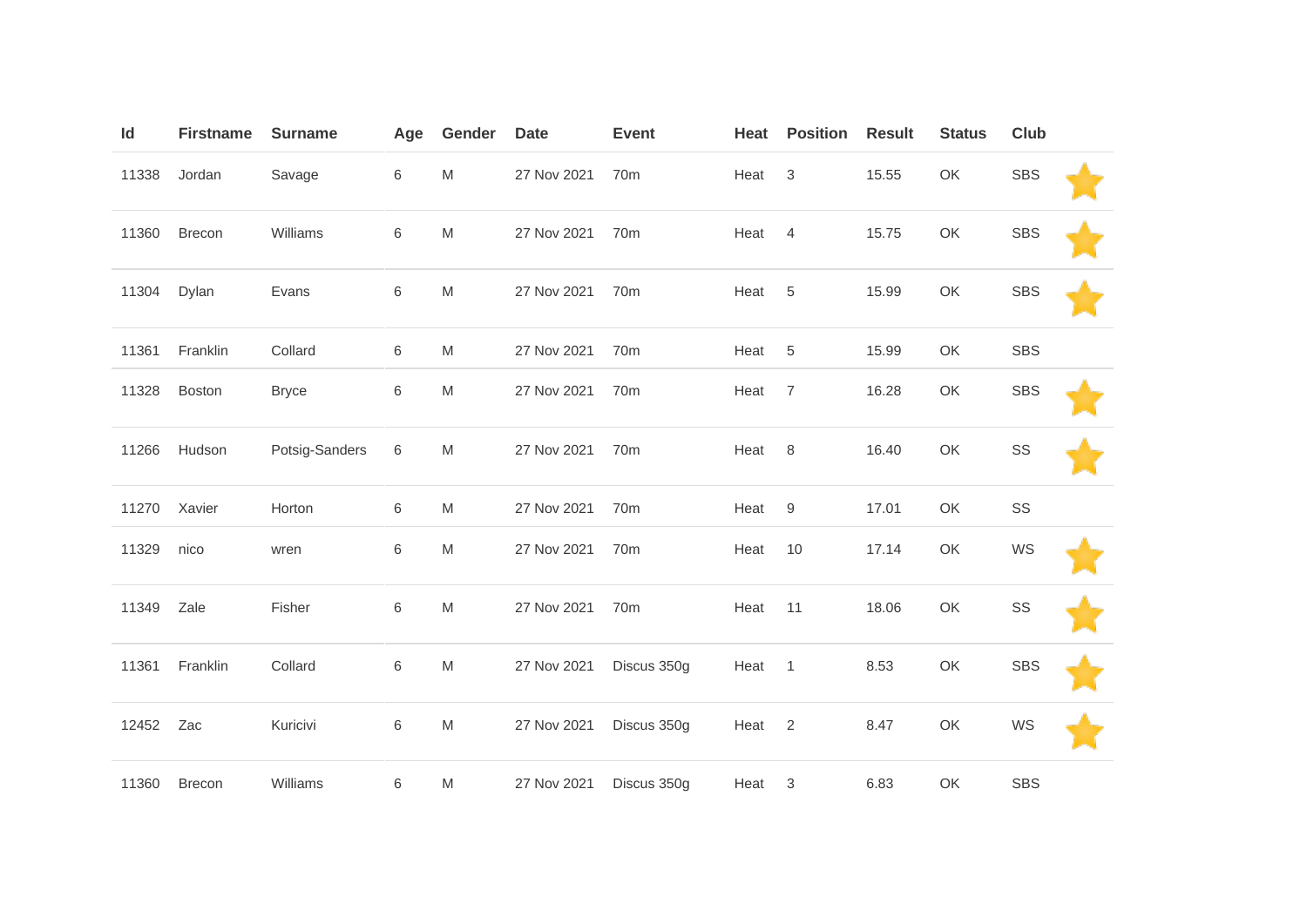| Id | Firstname | Surname | Age | Gender | Date | Event | Heat | Position | Result | Status | Club | |
|---|---|---|---|---|---|---|---|---|---|---|---|---|
| 11338 | Jordan | Savage | 6 | M | 27 Nov 2021 | 70m | Heat | 3 | 15.55 | OK | SBS | ⭐ |
| 11360 | Brecon | Williams | 6 | M | 27 Nov 2021 | 70m | Heat | 4 | 15.75 | OK | SBS | ⭐ |
| 11304 | Dylan | Evans | 6 | M | 27 Nov 2021 | 70m | Heat | 5 | 15.99 | OK | SBS | ⭐ |
| 11361 | Franklin | Collard | 6 | M | 27 Nov 2021 | 70m | Heat | 5 | 15.99 | OK | SBS | |
| 11328 | Boston | Bryce | 6 | M | 27 Nov 2021 | 70m | Heat | 7 | 16.28 | OK | SBS | ⭐ |
| 11266 | Hudson | Potsig-Sanders | 6 | M | 27 Nov 2021 | 70m | Heat | 8 | 16.40 | OK | SS | ⭐ |
| 11270 | Xavier | Horton | 6 | M | 27 Nov 2021 | 70m | Heat | 9 | 17.01 | OK | SS | |
| 11329 | nico | wren | 6 | M | 27 Nov 2021 | 70m | Heat | 10 | 17.14 | OK | WS | ⭐ |
| 11349 | Zale | Fisher | 6 | M | 27 Nov 2021 | 70m | Heat | 11 | 18.06 | OK | SS | ⭐ |
| 11361 | Franklin | Collard | 6 | M | 27 Nov 2021 | Discus 350g | Heat | 1 | 8.53 | OK | SBS | ⭐ |
| 12452 | Zac | Kuricivi | 6 | M | 27 Nov 2021 | Discus 350g | Heat | 2 | 8.47 | OK | WS | ⭐ |
| 11360 | Brecon | Williams | 6 | M | 27 Nov 2021 | Discus 350g | Heat | 3 | 6.83 | OK | SBS | |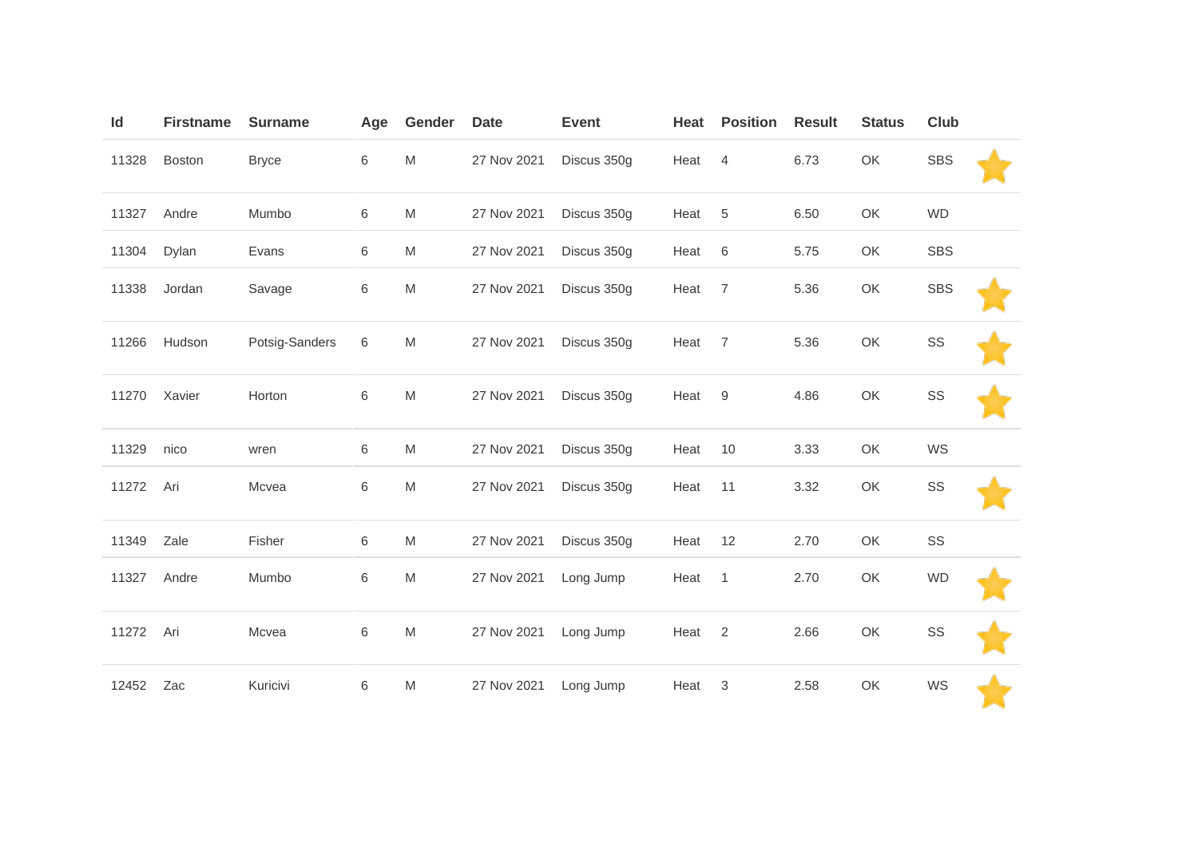| Id | Firstname | Surname | Age | Gender | Date | Event | Heat | Position | Result | Status | Club | |
|---|---|---|---|---|---|---|---|---|---|---|---|---|
| 11328 | Boston | Bryce | 6 | M | 27 Nov 2021 | Discus 350g | Heat | 4 | 6.73 | OK | SBS | ⭐ |
| 11327 | Andre | Mumbo | 6 | M | 27 Nov 2021 | Discus 350g | Heat | 5 | 6.50 | OK | WD | |
| 11304 | Dylan | Evans | 6 | M | 27 Nov 2021 | Discus 350g | Heat | 6 | 5.75 | OK | SBS | |
| 11338 | Jordan | Savage | 6 | M | 27 Nov 2021 | Discus 350g | Heat | 7 | 5.36 | OK | SBS | ⭐ |
| 11266 | Hudson | Potsig-Sanders | 6 | M | 27 Nov 2021 | Discus 350g | Heat | 7 | 5.36 | OK | SS | ⭐ |
| 11270 | Xavier | Horton | 6 | M | 27 Nov 2021 | Discus 350g | Heat | 9 | 4.86 | OK | SS | ⭐ |
| 11329 | nico | wren | 6 | M | 27 Nov 2021 | Discus 350g | Heat | 10 | 3.33 | OK | WS | |
| 11272 | Ari | Mcvea | 6 | M | 27 Nov 2021 | Discus 350g | Heat | 11 | 3.32 | OK | SS | ⭐ |
| 11349 | Zale | Fisher | 6 | M | 27 Nov 2021 | Discus 350g | Heat | 12 | 2.70 | OK | SS | |
| 11327 | Andre | Mumbo | 6 | M | 27 Nov 2021 | Long Jump | Heat | 1 | 2.70 | OK | WD | ⭐ |
| 11272 | Ari | Mcvea | 6 | M | 27 Nov 2021 | Long Jump | Heat | 2 | 2.66 | OK | SS | ⭐ |
| 12452 | Zac | Kuricivi | 6 | M | 27 Nov 2021 | Long Jump | Heat | 3 | 2.58 | OK | WS | ⭐ |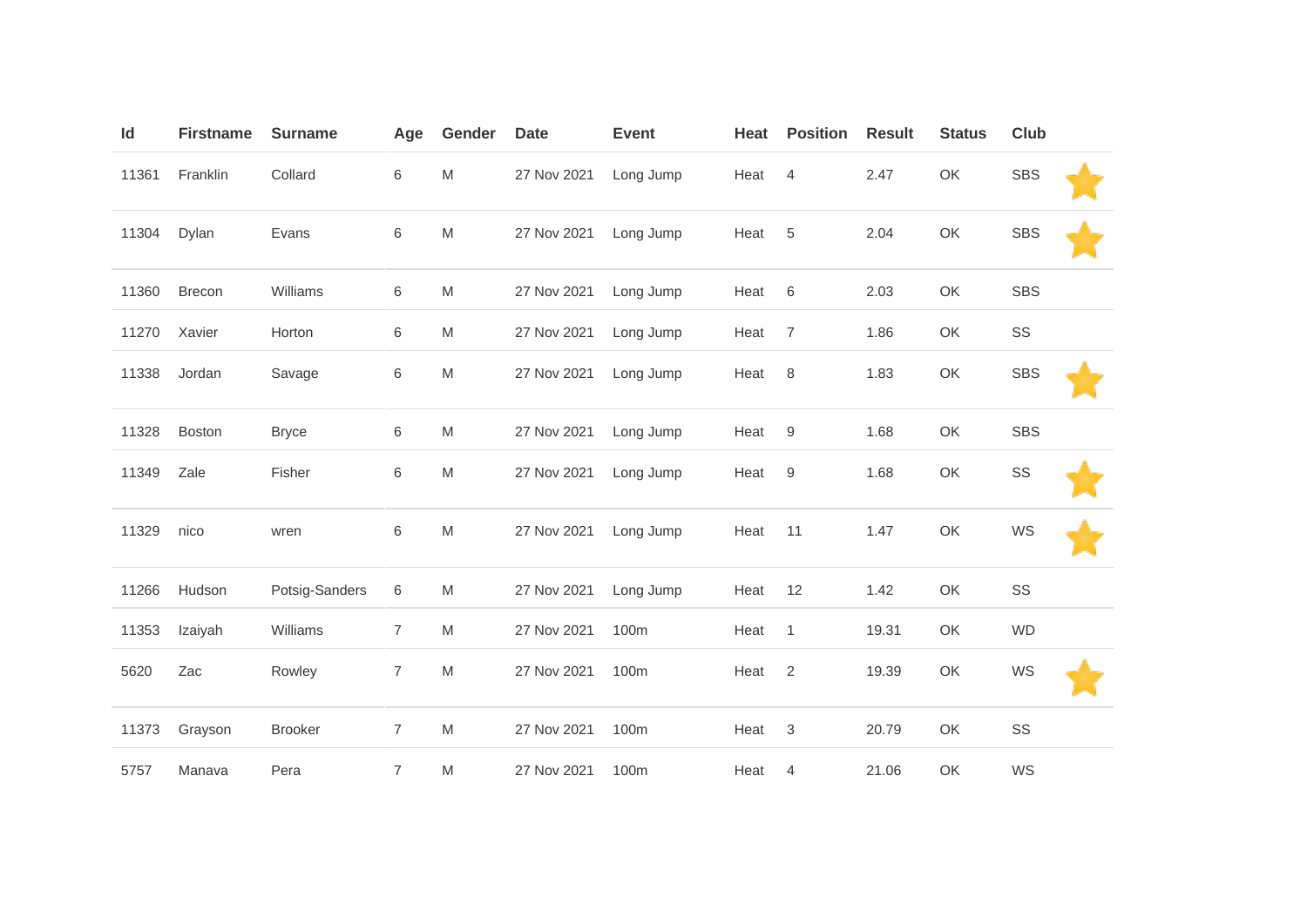| Id | Firstname | Surname | Age | Gender | Date | Event | Heat | Position | Result | Status | Club | |
|---|---|---|---|---|---|---|---|---|---|---|---|---|
| 11361 | Franklin | Collard | 6 | M | 27 Nov 2021 | Long Jump | Heat | 4 | 2.47 | OK | SBS | ⭐ |
| 11304 | Dylan | Evans | 6 | M | 27 Nov 2021 | Long Jump | Heat | 5 | 2.04 | OK | SBS | ⭐ |
| 11360 | Brecon | Williams | 6 | M | 27 Nov 2021 | Long Jump | Heat | 6 | 2.03 | OK | SBS | |
| 11270 | Xavier | Horton | 6 | M | 27 Nov 2021 | Long Jump | Heat | 7 | 1.86 | OK | SS | |
| 11338 | Jordan | Savage | 6 | M | 27 Nov 2021 | Long Jump | Heat | 8 | 1.83 | OK | SBS | ⭐ |
| 11328 | Boston | Bryce | 6 | M | 27 Nov 2021 | Long Jump | Heat | 9 | 1.68 | OK | SBS | |
| 11349 | Zale | Fisher | 6 | M | 27 Nov 2021 | Long Jump | Heat | 9 | 1.68 | OK | SS | ⭐ |
| 11329 | nico | wren | 6 | M | 27 Nov 2021 | Long Jump | Heat | 11 | 1.47 | OK | WS | ⭐ |
| 11266 | Hudson | Potsig-Sanders | 6 | M | 27 Nov 2021 | Long Jump | Heat | 12 | 1.42 | OK | SS | |
| 11353 | Izaiyah | Williams | 7 | M | 27 Nov 2021 | 100m | Heat | 1 | 19.31 | OK | WD | |
| 5620 | Zac | Rowley | 7 | M | 27 Nov 2021 | 100m | Heat | 2 | 19.39 | OK | WS | ⭐ |
| 11373 | Grayson | Brooker | 7 | M | 27 Nov 2021 | 100m | Heat | 3 | 20.79 | OK | SS | |
| 5757 | Manava | Pera | 7 | M | 27 Nov 2021 | 100m | Heat | 4 | 21.06 | OK | WS | |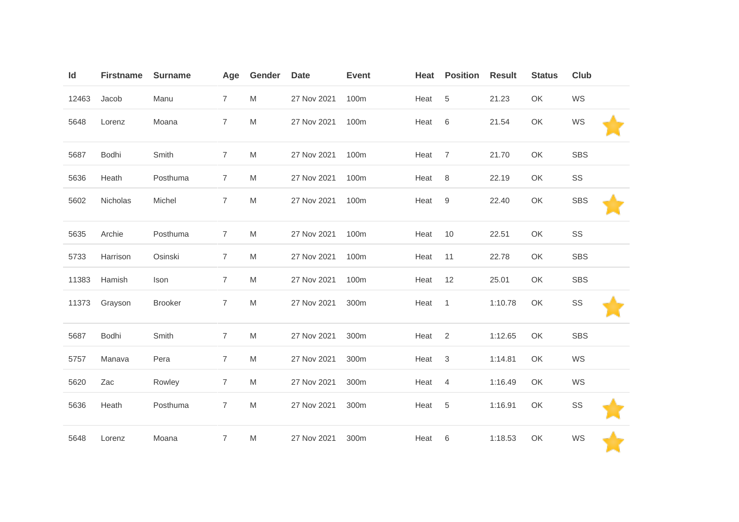| Id | Firstname | Surname | Age | Gender | Date | Event | Heat | Position | Result | Status | Club | |
|---|---|---|---|---|---|---|---|---|---|---|---|---|
| 12463 | Jacob | Manu | 7 | M | 27 Nov 2021 | 100m | Heat | 5 | 21.23 | OK | WS | |
| 5648 | Lorenz | Moana | 7 | M | 27 Nov 2021 | 100m | Heat | 6 | 21.54 | OK | WS | ⭐ |
| 5687 | Bodhi | Smith | 7 | M | 27 Nov 2021 | 100m | Heat | 7 | 21.70 | OK | SBS | |
| 5636 | Heath | Posthuma | 7 | M | 27 Nov 2021 | 100m | Heat | 8 | 22.19 | OK | SS | |
| 5602 | Nicholas | Michel | 7 | M | 27 Nov 2021 | 100m | Heat | 9 | 22.40 | OK | SBS | ⭐ |
| 5635 | Archie | Posthuma | 7 | M | 27 Nov 2021 | 100m | Heat | 10 | 22.51 | OK | SS | |
| 5733 | Harrison | Osinski | 7 | M | 27 Nov 2021 | 100m | Heat | 11 | 22.78 | OK | SBS | |
| 11383 | Hamish | Ison | 7 | M | 27 Nov 2021 | 100m | Heat | 12 | 25.01 | OK | SBS | |
| 11373 | Grayson | Brooker | 7 | M | 27 Nov 2021 | 300m | Heat | 1 | 1:10.78 | OK | SS | ⭐ |
| 5687 | Bodhi | Smith | 7 | M | 27 Nov 2021 | 300m | Heat | 2 | 1:12.65 | OK | SBS | |
| 5757 | Manava | Pera | 7 | M | 27 Nov 2021 | 300m | Heat | 3 | 1:14.81 | OK | WS | |
| 5620 | Zac | Rowley | 7 | M | 27 Nov 2021 | 300m | Heat | 4 | 1:16.49 | OK | WS | |
| 5636 | Heath | Posthuma | 7 | M | 27 Nov 2021 | 300m | Heat | 5 | 1:16.91 | OK | SS | ⭐ |
| 5648 | Lorenz | Moana | 7 | M | 27 Nov 2021 | 300m | Heat | 6 | 1:18.53 | OK | WS | ⭐ |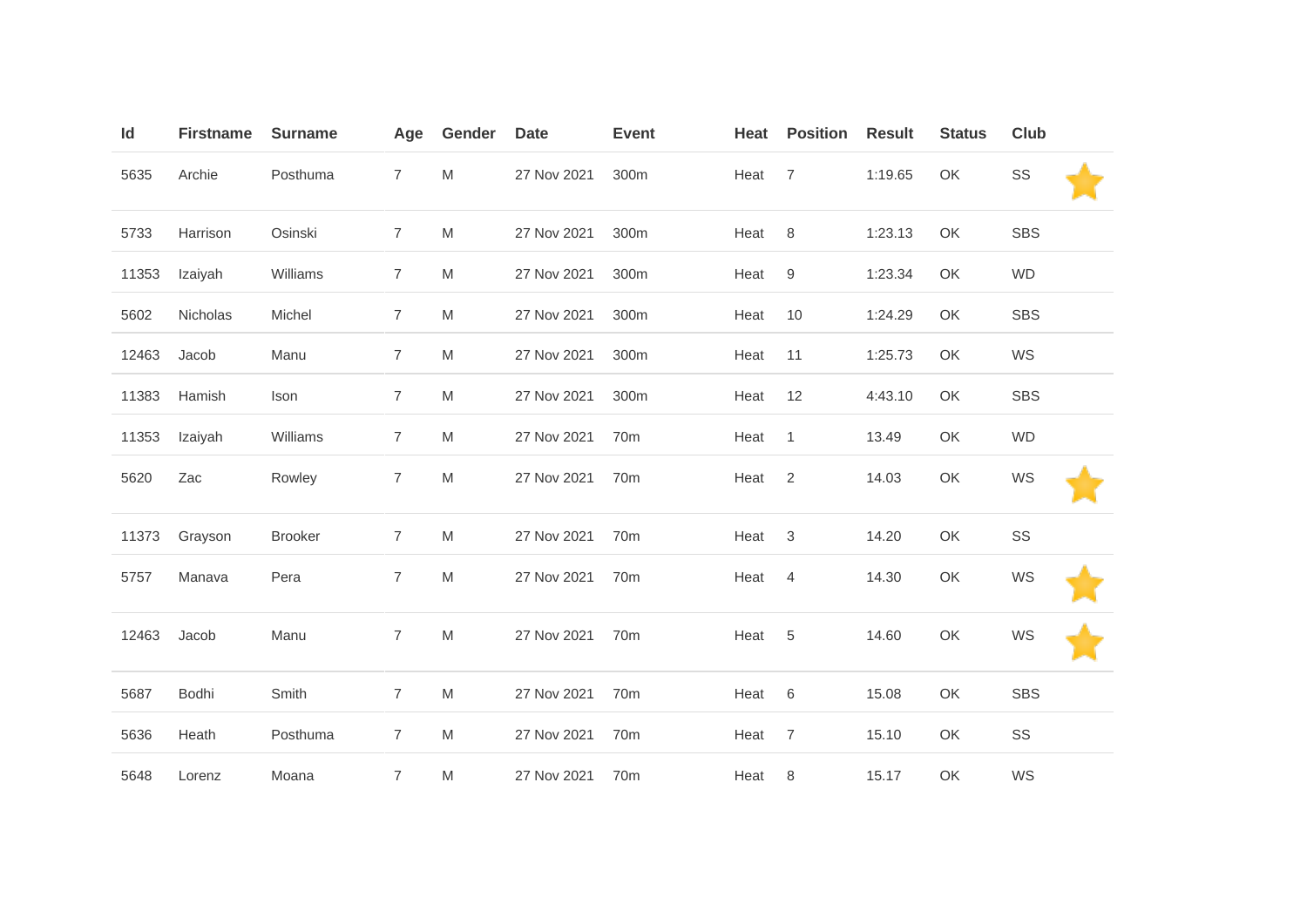| Id | Firstname | Surname | Age | Gender | Date | Event | Heat | Position | Result | Status | Club | |
|---|---|---|---|---|---|---|---|---|---|---|---|---|
| 5635 | Archie | Posthuma | 7 | M | 27 Nov 2021 | 300m | Heat | 7 | 1:19.65 | OK | SS | ⭐ |
| 5733 | Harrison | Osinski | 7 | M | 27 Nov 2021 | 300m | Heat | 8 | 1:23.13 | OK | SBS | |
| 11353 | Izaiyah | Williams | 7 | M | 27 Nov 2021 | 300m | Heat | 9 | 1:23.34 | OK | WD | |
| 5602 | Nicholas | Michel | 7 | M | 27 Nov 2021 | 300m | Heat | 10 | 1:24.29 | OK | SBS | |
| 12463 | Jacob | Manu | 7 | M | 27 Nov 2021 | 300m | Heat | 11 | 1:25.73 | OK | WS | |
| 11383 | Hamish | Ison | 7 | M | 27 Nov 2021 | 300m | Heat | 12 | 4:43.10 | OK | SBS | |
| 11353 | Izaiyah | Williams | 7 | M | 27 Nov 2021 | 70m | Heat | 1 | 13.49 | OK | WD | |
| 5620 | Zac | Rowley | 7 | M | 27 Nov 2021 | 70m | Heat | 2 | 14.03 | OK | WS | ⭐ |
| 11373 | Grayson | Brooker | 7 | M | 27 Nov 2021 | 70m | Heat | 3 | 14.20 | OK | SS | |
| 5757 | Manava | Pera | 7 | M | 27 Nov 2021 | 70m | Heat | 4 | 14.30 | OK | WS | ⭐ |
| 12463 | Jacob | Manu | 7 | M | 27 Nov 2021 | 70m | Heat | 5 | 14.60 | OK | WS | ⭐ |
| 5687 | Bodhi | Smith | 7 | M | 27 Nov 2021 | 70m | Heat | 6 | 15.08 | OK | SBS | |
| 5636 | Heath | Posthuma | 7 | M | 27 Nov 2021 | 70m | Heat | 7 | 15.10 | OK | SS | |
| 5648 | Lorenz | Moana | 7 | M | 27 Nov 2021 | 70m | Heat | 8 | 15.17 | OK | WS | |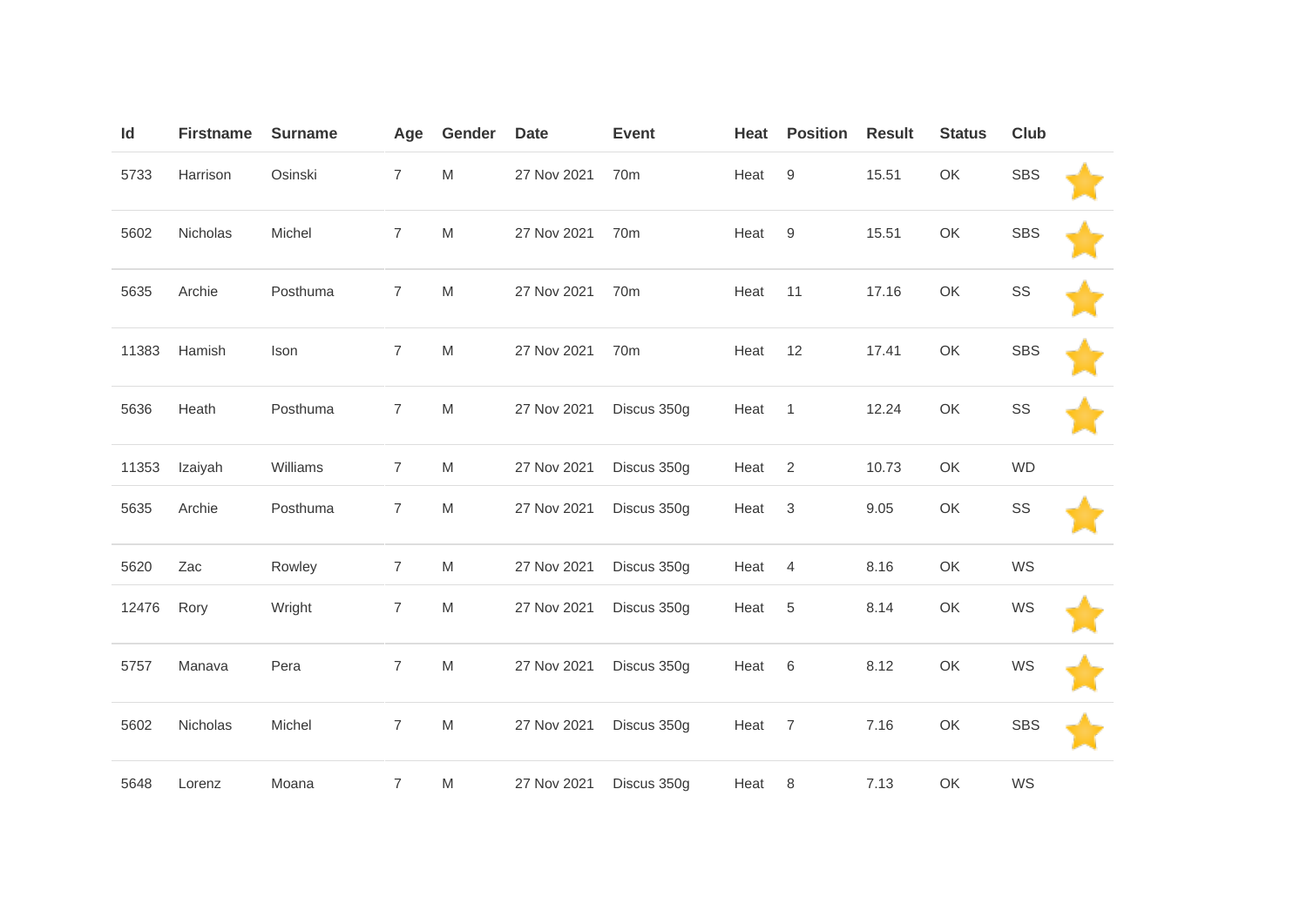| Id | Firstname | Surname | Age | Gender | Date | Event | Heat | Position | Result | Status | Club |
|---|---|---|---|---|---|---|---|---|---|---|---|
| 5733 | Harrison | Osinski | 7 | M | 27 Nov 2021 | 70m | Heat | 9 | 15.51 | OK | SBS |
| 5602 | Nicholas | Michel | 7 | M | 27 Nov 2021 | 70m | Heat | 9 | 15.51 | OK | SBS |
| 5635 | Archie | Posthuma | 7 | M | 27 Nov 2021 | 70m | Heat | 11 | 17.16 | OK | SS |
| 11383 | Hamish | Ison | 7 | M | 27 Nov 2021 | 70m | Heat | 12 | 17.41 | OK | SBS |
| 5636 | Heath | Posthuma | 7 | M | 27 Nov 2021 | Discus 350g | Heat | 1 | 12.24 | OK | SS |
| 11353 | Izaiyah | Williams | 7 | M | 27 Nov 2021 | Discus 350g | Heat | 2 | 10.73 | OK | WD |
| 5635 | Archie | Posthuma | 7 | M | 27 Nov 2021 | Discus 350g | Heat | 3 | 9.05 | OK | SS |
| 5620 | Zac | Rowley | 7 | M | 27 Nov 2021 | Discus 350g | Heat | 4 | 8.16 | OK | WS |
| 12476 | Rory | Wright | 7 | M | 27 Nov 2021 | Discus 350g | Heat | 5 | 8.14 | OK | WS |
| 5757 | Manava | Pera | 7 | M | 27 Nov 2021 | Discus 350g | Heat | 6 | 8.12 | OK | WS |
| 5602 | Nicholas | Michel | 7 | M | 27 Nov 2021 | Discus 350g | Heat | 7 | 7.16 | OK | SBS |
| 5648 | Lorenz | Moana | 7 | M | 27 Nov 2021 | Discus 350g | Heat | 8 | 7.13 | OK | WS |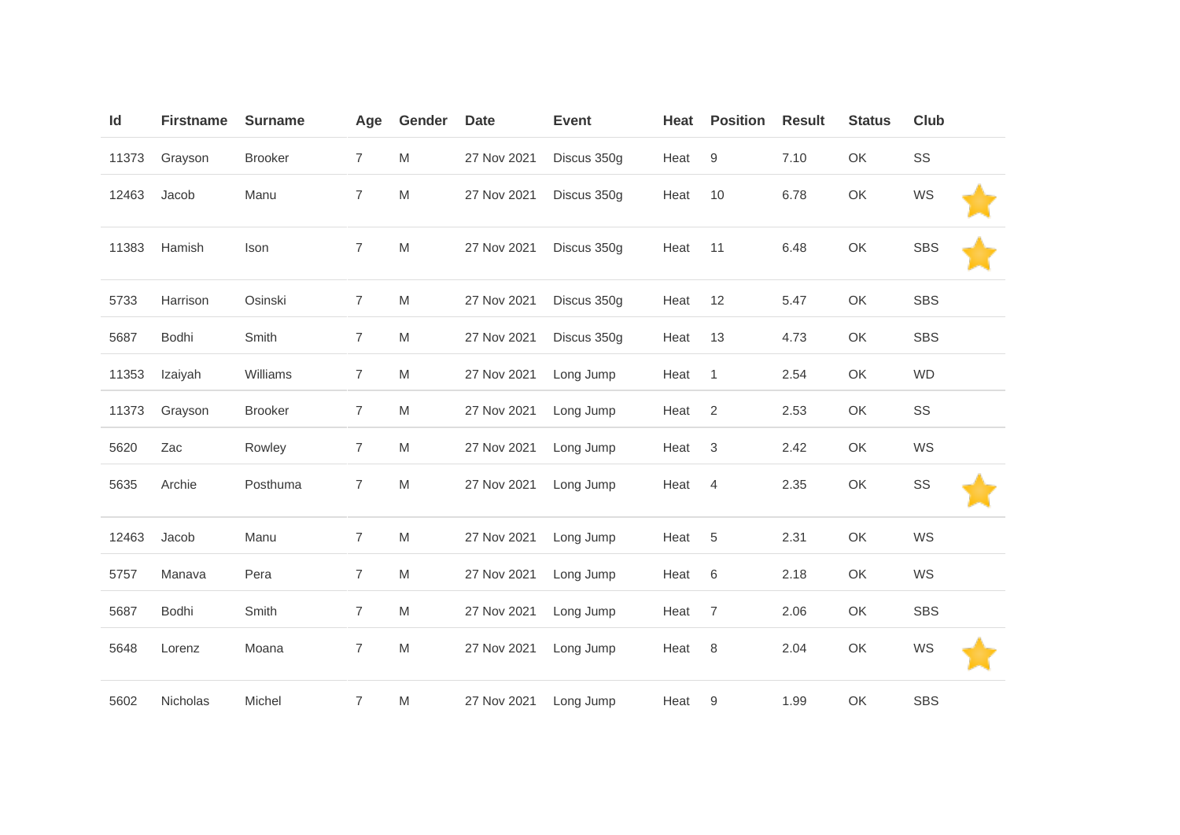| Id | Firstname | Surname | Age | Gender | Date | Event | Heat | Position | Result | Status | Club | |
|---|---|---|---|---|---|---|---|---|---|---|---|---|
| 11373 | Grayson | Brooker | 7 | M | 27 Nov 2021 | Discus 350g | Heat | 9 | 7.10 | OK | SS | |
| 12463 | Jacob | Manu | 7 | M | 27 Nov 2021 | Discus 350g | Heat | 10 | 6.78 | OK | WS | ⭐ |
| 11383 | Hamish | Ison | 7 | M | 27 Nov 2021 | Discus 350g | Heat | 11 | 6.48 | OK | SBS | ⭐ |
| 5733 | Harrison | Osinski | 7 | M | 27 Nov 2021 | Discus 350g | Heat | 12 | 5.47 | OK | SBS | |
| 5687 | Bodhi | Smith | 7 | M | 27 Nov 2021 | Discus 350g | Heat | 13 | 4.73 | OK | SBS | |
| 11353 | Izaiyah | Williams | 7 | M | 27 Nov 2021 | Long Jump | Heat | 1 | 2.54 | OK | WD | |
| 11373 | Grayson | Brooker | 7 | M | 27 Nov 2021 | Long Jump | Heat | 2 | 2.53 | OK | SS | |
| 5620 | Zac | Rowley | 7 | M | 27 Nov 2021 | Long Jump | Heat | 3 | 2.42 | OK | WS | |
| 5635 | Archie | Posthuma | 7 | M | 27 Nov 2021 | Long Jump | Heat | 4 | 2.35 | OK | SS | ⭐ |
| 12463 | Jacob | Manu | 7 | M | 27 Nov 2021 | Long Jump | Heat | 5 | 2.31 | OK | WS | |
| 5757 | Manava | Pera | 7 | M | 27 Nov 2021 | Long Jump | Heat | 6 | 2.18 | OK | WS | |
| 5687 | Bodhi | Smith | 7 | M | 27 Nov 2021 | Long Jump | Heat | 7 | 2.06 | OK | SBS | |
| 5648 | Lorenz | Moana | 7 | M | 27 Nov 2021 | Long Jump | Heat | 8 | 2.04 | OK | WS | ⭐ |
| 5602 | Nicholas | Michel | 7 | M | 27 Nov 2021 | Long Jump | Heat | 9 | 1.99 | OK | SBS | |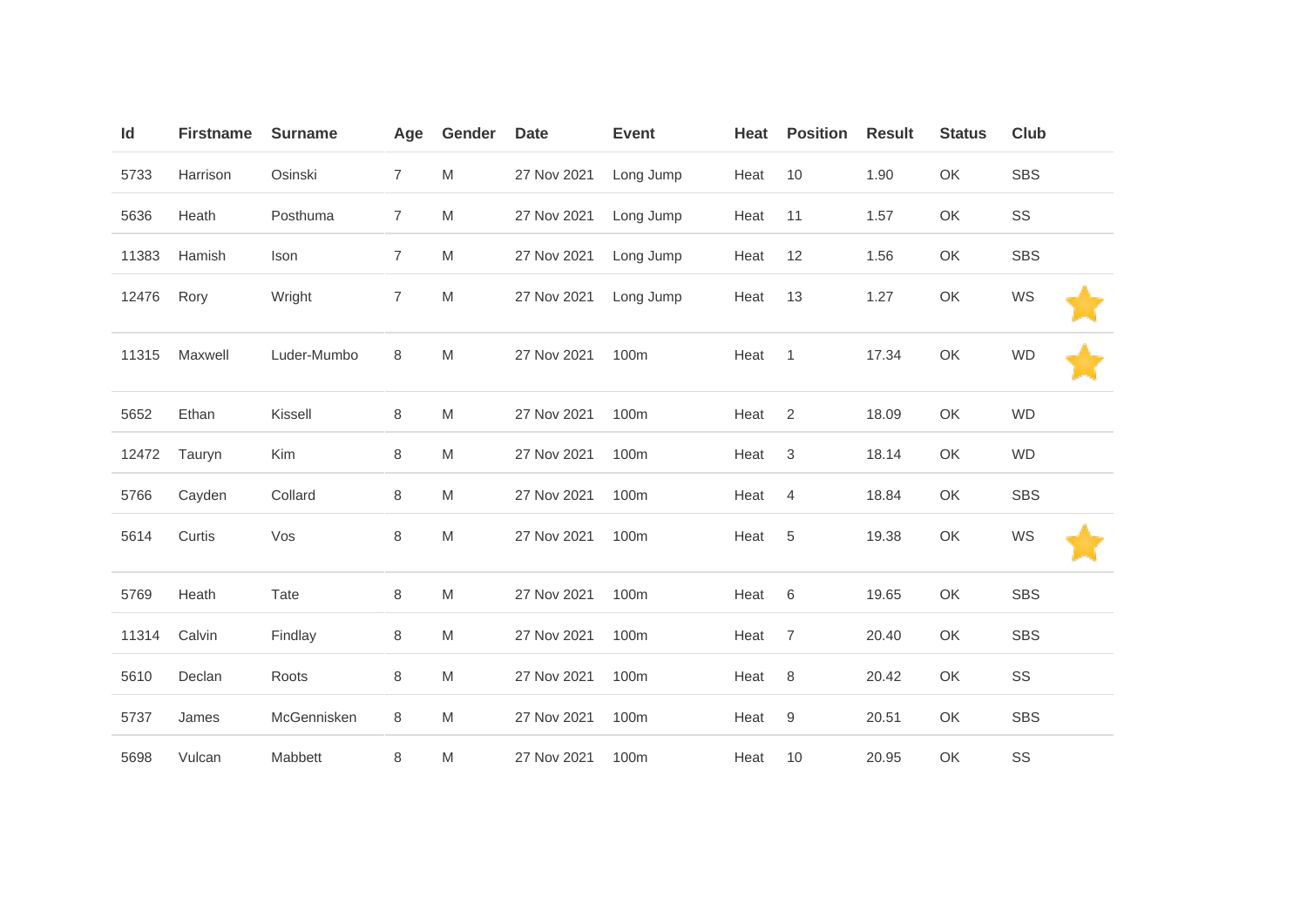| Id | Firstname | Surname | Age | Gender | Date | Event | Heat | Position | Result | Status | Club | |
|---|---|---|---|---|---|---|---|---|---|---|---|---|
| 5733 | Harrison | Osinski | 7 | M | 27 Nov 2021 | Long Jump | Heat | 10 | 1.90 | OK | SBS | |
| 5636 | Heath | Posthuma | 7 | M | 27 Nov 2021 | Long Jump | Heat | 11 | 1.57 | OK | SS | |
| 11383 | Hamish | Ison | 7 | M | 27 Nov 2021 | Long Jump | Heat | 12 | 1.56 | OK | SBS | |
| 12476 | Rory | Wright | 7 | M | 27 Nov 2021 | Long Jump | Heat | 13 | 1.27 | OK | WS | ⭐ |
| 11315 | Maxwell | Luder-Mumbo | 8 | M | 27 Nov 2021 | 100m | Heat | 1 | 17.34 | OK | WD | ⭐ |
| 5652 | Ethan | Kissell | 8 | M | 27 Nov 2021 | 100m | Heat | 2 | 18.09 | OK | WD | |
| 12472 | Tauryn | Kim | 8 | M | 27 Nov 2021 | 100m | Heat | 3 | 18.14 | OK | WD | |
| 5766 | Cayden | Collard | 8 | M | 27 Nov 2021 | 100m | Heat | 4 | 18.84 | OK | SBS | |
| 5614 | Curtis | Vos | 8 | M | 27 Nov 2021 | 100m | Heat | 5 | 19.38 | OK | WS | ⭐ |
| 5769 | Heath | Tate | 8 | M | 27 Nov 2021 | 100m | Heat | 6 | 19.65 | OK | SBS | |
| 11314 | Calvin | Findlay | 8 | M | 27 Nov 2021 | 100m | Heat | 7 | 20.40 | OK | SBS | |
| 5610 | Declan | Roots | 8 | M | 27 Nov 2021 | 100m | Heat | 8 | 20.42 | OK | SS | |
| 5737 | James | McGennisken | 8 | M | 27 Nov 2021 | 100m | Heat | 9 | 20.51 | OK | SBS | |
| 5698 | Vulcan | Mabbett | 8 | M | 27 Nov 2021 | 100m | Heat | 10 | 20.95 | OK | SS | |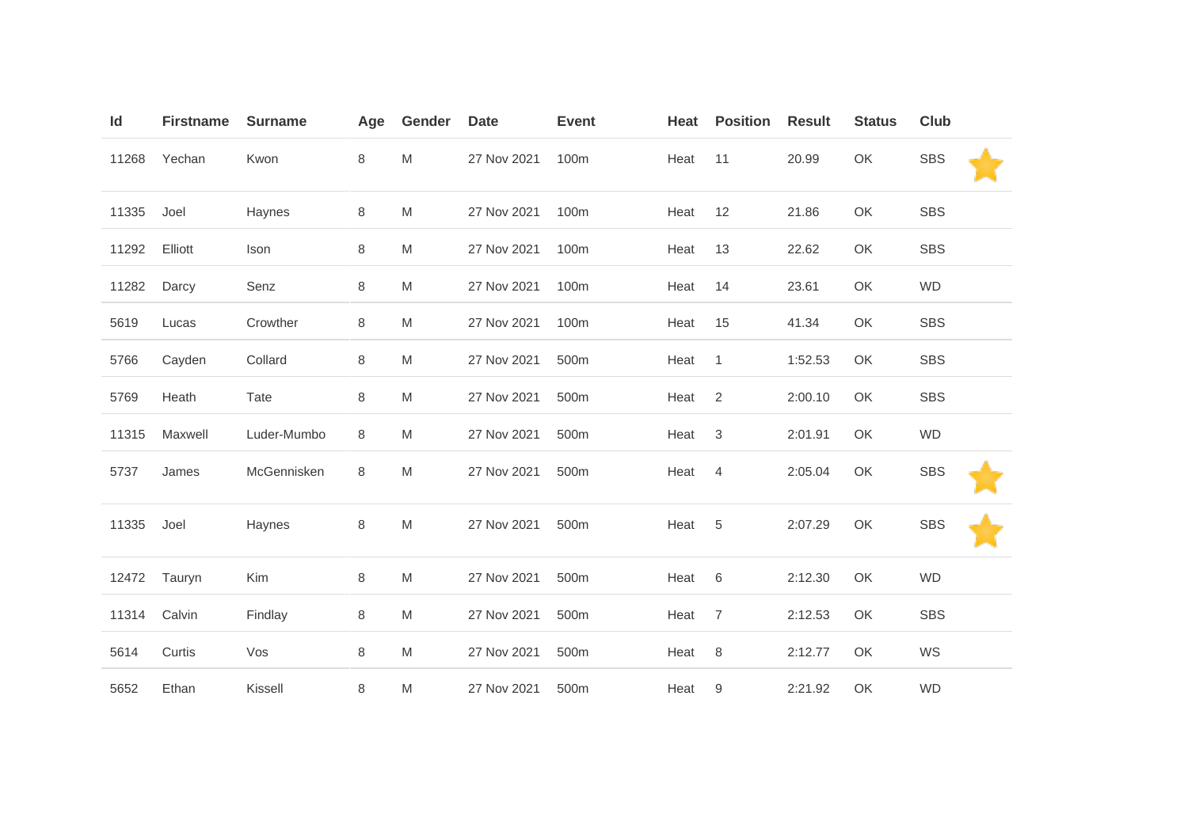| Id | Firstname | Surname | Age | Gender | Date | Event | Heat | Position | Result | Status | Club | |
|---|---|---|---|---|---|---|---|---|---|---|---|---|
| 11268 | Yechan | Kwon | 8 | M | 27 Nov 2021 | 100m | Heat | 11 | 20.99 | OK | SBS | ⭐ |
| 11335 | Joel | Haynes | 8 | M | 27 Nov 2021 | 100m | Heat | 12 | 21.86 | OK | SBS | |
| 11292 | Elliott | Ison | 8 | M | 27 Nov 2021 | 100m | Heat | 13 | 22.62 | OK | SBS | |
| 11282 | Darcy | Senz | 8 | M | 27 Nov 2021 | 100m | Heat | 14 | 23.61 | OK | WD | |
| 5619 | Lucas | Crowther | 8 | M | 27 Nov 2021 | 100m | Heat | 15 | 41.34 | OK | SBS | |
| 5766 | Cayden | Collard | 8 | M | 27 Nov 2021 | 500m | Heat | 1 | 1:52.53 | OK | SBS | |
| 5769 | Heath | Tate | 8 | M | 27 Nov 2021 | 500m | Heat | 2 | 2:00.10 | OK | SBS | |
| 11315 | Maxwell | Luder-Mumbo | 8 | M | 27 Nov 2021 | 500m | Heat | 3 | 2:01.91 | OK | WD | |
| 5737 | James | McGennisken | 8 | M | 27 Nov 2021 | 500m | Heat | 4 | 2:05.04 | OK | SBS | ⭐ |
| 11335 | Joel | Haynes | 8 | M | 27 Nov 2021 | 500m | Heat | 5 | 2:07.29 | OK | SBS | ⭐ |
| 12472 | Tauryn | Kim | 8 | M | 27 Nov 2021 | 500m | Heat | 6 | 2:12.30 | OK | WD | |
| 11314 | Calvin | Findlay | 8 | M | 27 Nov 2021 | 500m | Heat | 7 | 2:12.53 | OK | SBS | |
| 5614 | Curtis | Vos | 8 | M | 27 Nov 2021 | 500m | Heat | 8 | 2:12.77 | OK | WS | |
| 5652 | Ethan | Kissell | 8 | M | 27 Nov 2021 | 500m | Heat | 9 | 2:21.92 | OK | WD | |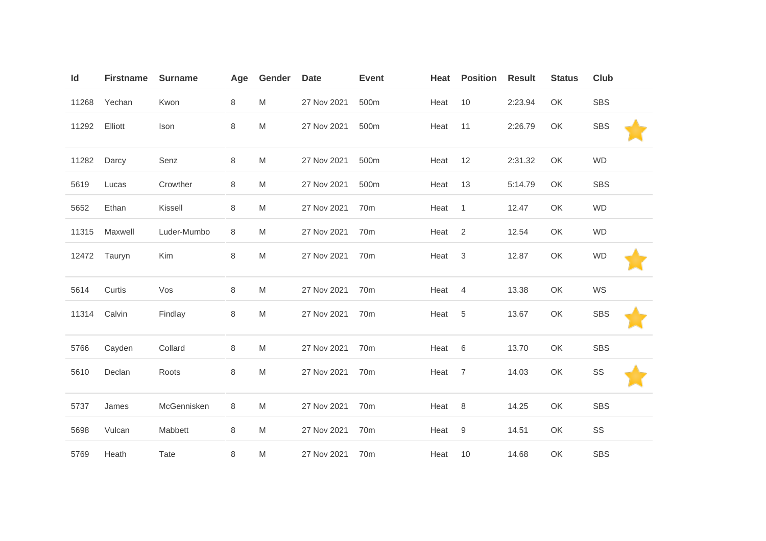| Id | Firstname | Surname | Age | Gender | Date | Event | Heat | Position | Result | Status | Club | |
|---|---|---|---|---|---|---|---|---|---|---|---|---|
| 11268 | Yechan | Kwon | 8 | M | 27 Nov 2021 | 500m | Heat | 10 | 2:23.94 | OK | SBS | |
| 11292 | Elliott | Ison | 8 | M | 27 Nov 2021 | 500m | Heat | 11 | 2:26.79 | OK | SBS | ⭐ |
| 11282 | Darcy | Senz | 8 | M | 27 Nov 2021 | 500m | Heat | 12 | 2:31.32 | OK | WD | |
| 5619 | Lucas | Crowther | 8 | M | 27 Nov 2021 | 500m | Heat | 13 | 5:14.79 | OK | SBS | |
| 5652 | Ethan | Kissell | 8 | M | 27 Nov 2021 | 70m | Heat | 1 | 12.47 | OK | WD | |
| 11315 | Maxwell | Luder-Mumbo | 8 | M | 27 Nov 2021 | 70m | Heat | 2 | 12.54 | OK | WD | |
| 12472 | Tauryn | Kim | 8 | M | 27 Nov 2021 | 70m | Heat | 3 | 12.87 | OK | WD | ⭐ |
| 5614 | Curtis | Vos | 8 | M | 27 Nov 2021 | 70m | Heat | 4 | 13.38 | OK | WS | |
| 11314 | Calvin | Findlay | 8 | M | 27 Nov 2021 | 70m | Heat | 5 | 13.67 | OK | SBS | ⭐ |
| 5766 | Cayden | Collard | 8 | M | 27 Nov 2021 | 70m | Heat | 6 | 13.70 | OK | SBS | |
| 5610 | Declan | Roots | 8 | M | 27 Nov 2021 | 70m | Heat | 7 | 14.03 | OK | SS | ⭐ |
| 5737 | James | McGennisken | 8 | M | 27 Nov 2021 | 70m | Heat | 8 | 14.25 | OK | SBS | |
| 5698 | Vulcan | Mabbett | 8 | M | 27 Nov 2021 | 70m | Heat | 9 | 14.51 | OK | SS | |
| 5769 | Heath | Tate | 8 | M | 27 Nov 2021 | 70m | Heat | 10 | 14.68 | OK | SBS | |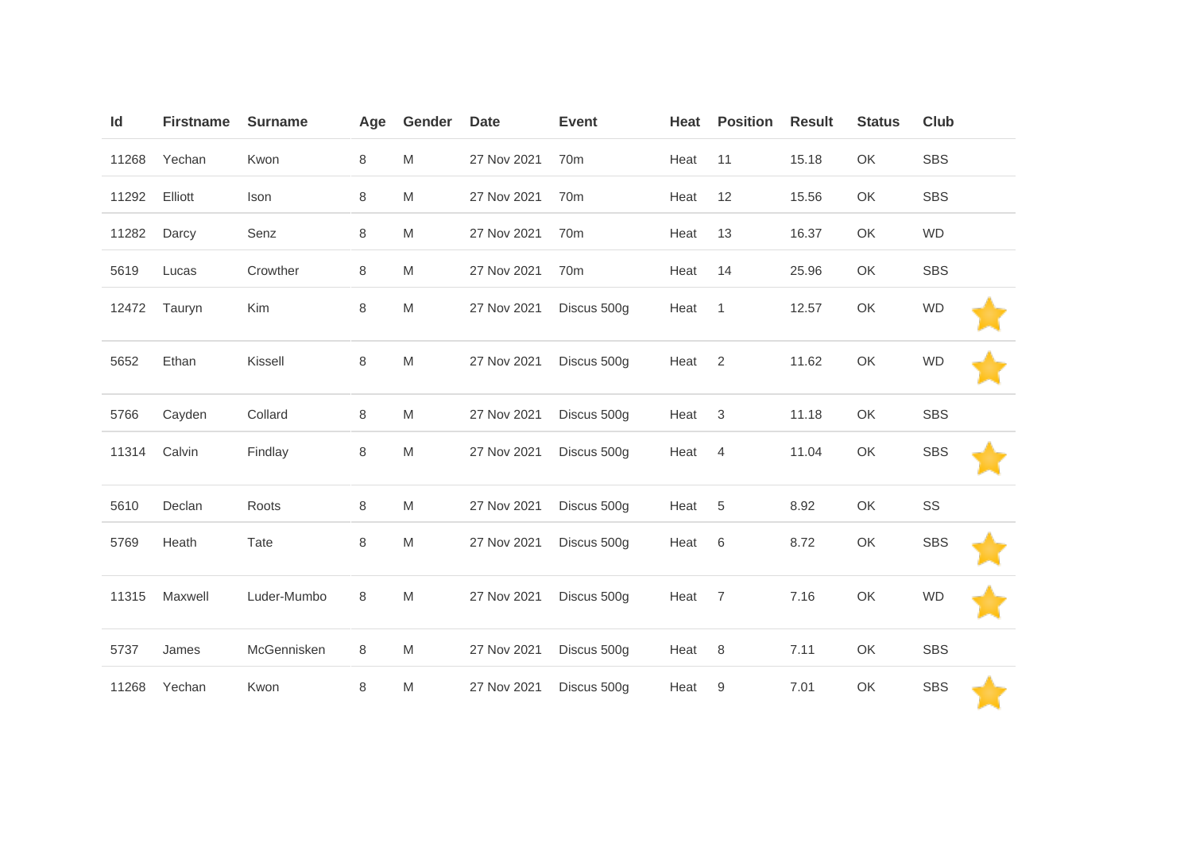| Id | Firstname | Surname | Age | Gender | Date | Event | Heat | Position | Result | Status | Club | |
|---|---|---|---|---|---|---|---|---|---|---|---|---|
| 11268 | Yechan | Kwon | 8 | M | 27 Nov 2021 | 70m | Heat | 11 | 15.18 | OK | SBS | |
| 11292 | Elliott | Ison | 8 | M | 27 Nov 2021 | 70m | Heat | 12 | 15.56 | OK | SBS | |
| 11282 | Darcy | Senz | 8 | M | 27 Nov 2021 | 70m | Heat | 13 | 16.37 | OK | WD | |
| 5619 | Lucas | Crowther | 8 | M | 27 Nov 2021 | 70m | Heat | 14 | 25.96 | OK | SBS | |
| 12472 | Tauryn | Kim | 8 | M | 27 Nov 2021 | Discus 500g | Heat | 1 | 12.57 | OK | WD | ⭐ |
| 5652 | Ethan | Kissell | 8 | M | 27 Nov 2021 | Discus 500g | Heat | 2 | 11.62 | OK | WD | ⭐ |
| 5766 | Cayden | Collard | 8 | M | 27 Nov 2021 | Discus 500g | Heat | 3 | 11.18 | OK | SBS | |
| 11314 | Calvin | Findlay | 8 | M | 27 Nov 2021 | Discus 500g | Heat | 4 | 11.04 | OK | SBS | ⭐ |
| 5610 | Declan | Roots | 8 | M | 27 Nov 2021 | Discus 500g | Heat | 5 | 8.92 | OK | SS | |
| 5769 | Heath | Tate | 8 | M | 27 Nov 2021 | Discus 500g | Heat | 6 | 8.72 | OK | SBS | ⭐ |
| 11315 | Maxwell | Luder-Mumbo | 8 | M | 27 Nov 2021 | Discus 500g | Heat | 7 | 7.16 | OK | WD | ⭐ |
| 5737 | James | McGennisken | 8 | M | 27 Nov 2021 | Discus 500g | Heat | 8 | 7.11 | OK | SBS | |
| 11268 | Yechan | Kwon | 8 | M | 27 Nov 2021 | Discus 500g | Heat | 9 | 7.01 | OK | SBS | ⭐ |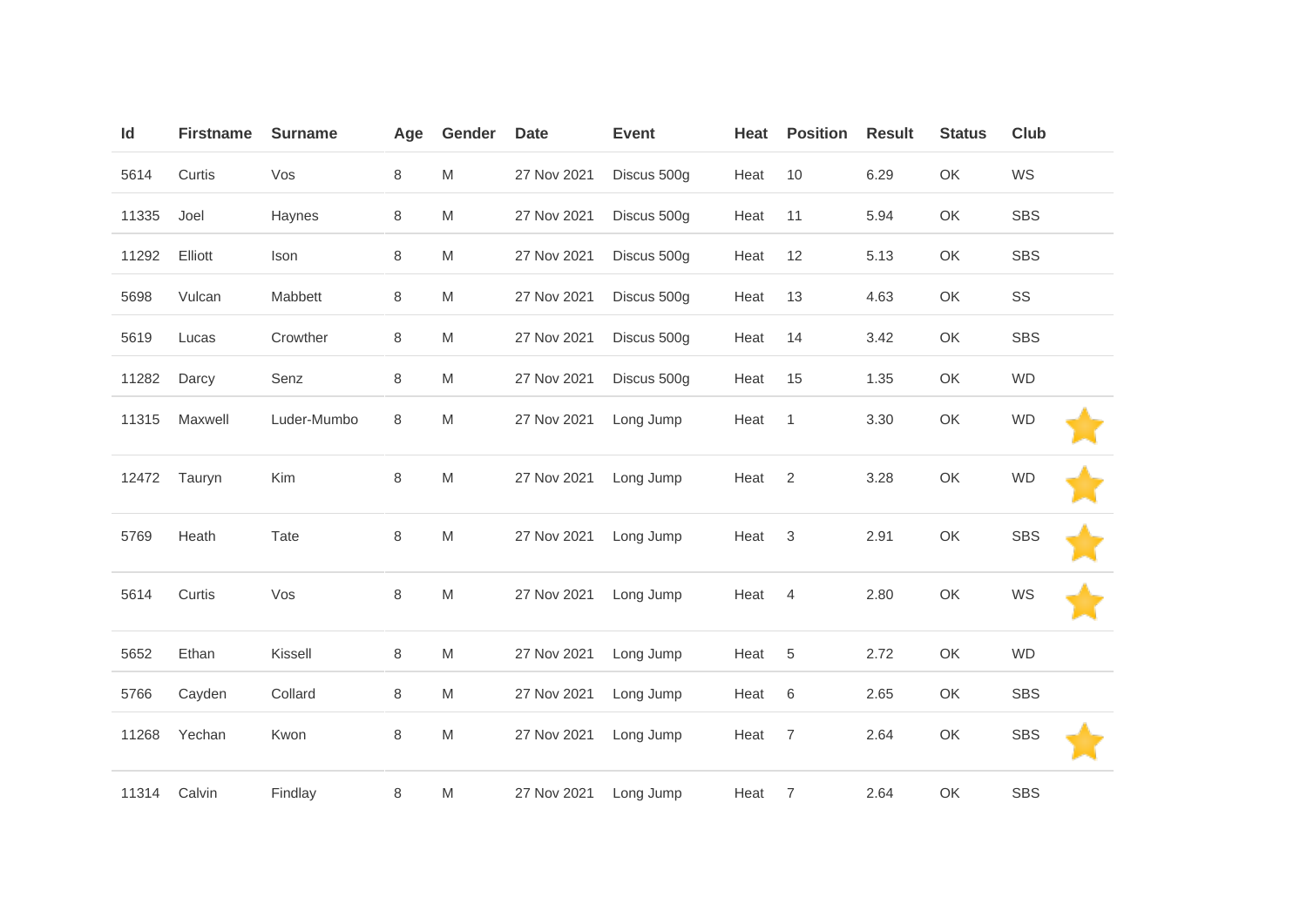| Id | Firstname | Surname | Age | Gender | Date | Event | Heat | Position | Result | Status | Club | |
|---|---|---|---|---|---|---|---|---|---|---|---|---|
| 5614 | Curtis | Vos | 8 | M | 27 Nov 2021 | Discus 500g | Heat | 10 | 6.29 | OK | WS | |
| 11335 | Joel | Haynes | 8 | M | 27 Nov 2021 | Discus 500g | Heat | 11 | 5.94 | OK | SBS | |
| 11292 | Elliott | Ison | 8 | M | 27 Nov 2021 | Discus 500g | Heat | 12 | 5.13 | OK | SBS | |
| 5698 | Vulcan | Mabbett | 8 | M | 27 Nov 2021 | Discus 500g | Heat | 13 | 4.63 | OK | SS | |
| 5619 | Lucas | Crowther | 8 | M | 27 Nov 2021 | Discus 500g | Heat | 14 | 3.42 | OK | SBS | |
| 11282 | Darcy | Senz | 8 | M | 27 Nov 2021 | Discus 500g | Heat | 15 | 1.35 | OK | WD | |
| 11315 | Maxwell | Luder-Mumbo | 8 | M | 27 Nov 2021 | Long Jump | Heat | 1 | 3.30 | OK | WD | ⭐ |
| 12472 | Tauryn | Kim | 8 | M | 27 Nov 2021 | Long Jump | Heat | 2 | 3.28 | OK | WD | ⭐ |
| 5769 | Heath | Tate | 8 | M | 27 Nov 2021 | Long Jump | Heat | 3 | 2.91 | OK | SBS | ⭐ |
| 5614 | Curtis | Vos | 8 | M | 27 Nov 2021 | Long Jump | Heat | 4 | 2.80 | OK | WS | ⭐ |
| 5652 | Ethan | Kissell | 8 | M | 27 Nov 2021 | Long Jump | Heat | 5 | 2.72 | OK | WD | |
| 5766 | Cayden | Collard | 8 | M | 27 Nov 2021 | Long Jump | Heat | 6 | 2.65 | OK | SBS | |
| 11268 | Yechan | Kwon | 8 | M | 27 Nov 2021 | Long Jump | Heat | 7 | 2.64 | OK | SBS | ⭐ |
| 11314 | Calvin | Findlay | 8 | M | 27 Nov 2021 | Long Jump | Heat | 7 | 2.64 | OK | SBS | |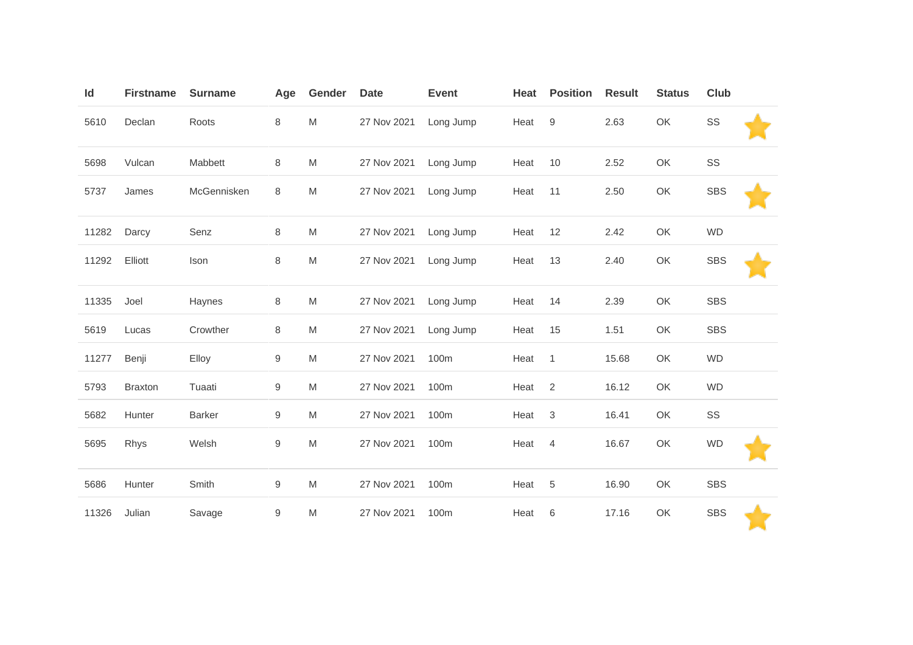| Id | Firstname | Surname | Age | Gender | Date | Event | Heat | Position | Result | Status | Club | |
|---|---|---|---|---|---|---|---|---|---|---|---|---|
| 5610 | Declan | Roots | 8 | M | 27 Nov 2021 | Long Jump | Heat | 9 | 2.63 | OK | SS | ⭐ |
| 5698 | Vulcan | Mabbett | 8 | M | 27 Nov 2021 | Long Jump | Heat | 10 | 2.52 | OK | SS | |
| 5737 | James | McGennisken | 8 | M | 27 Nov 2021 | Long Jump | Heat | 11 | 2.50 | OK | SBS | ⭐ |
| 11282 | Darcy | Senz | 8 | M | 27 Nov 2021 | Long Jump | Heat | 12 | 2.42 | OK | WD | |
| 11292 | Elliott | Ison | 8 | M | 27 Nov 2021 | Long Jump | Heat | 13 | 2.40 | OK | SBS | ⭐ |
| 11335 | Joel | Haynes | 8 | M | 27 Nov 2021 | Long Jump | Heat | 14 | 2.39 | OK | SBS | |
| 5619 | Lucas | Crowther | 8 | M | 27 Nov 2021 | Long Jump | Heat | 15 | 1.51 | OK | SBS | |
| 11277 | Benji | Elloy | 9 | M | 27 Nov 2021 | 100m | Heat | 1 | 15.68 | OK | WD | |
| 5793 | Braxton | Tuaati | 9 | M | 27 Nov 2021 | 100m | Heat | 2 | 16.12 | OK | WD | |
| 5682 | Hunter | Barker | 9 | M | 27 Nov 2021 | 100m | Heat | 3 | 16.41 | OK | SS | |
| 5695 | Rhys | Welsh | 9 | M | 27 Nov 2021 | 100m | Heat | 4 | 16.67 | OK | WD | ⭐ |
| 5686 | Hunter | Smith | 9 | M | 27 Nov 2021 | 100m | Heat | 5 | 16.90 | OK | SBS | |
| 11326 | Julian | Savage | 9 | M | 27 Nov 2021 | 100m | Heat | 6 | 17.16 | OK | SBS | ⭐ |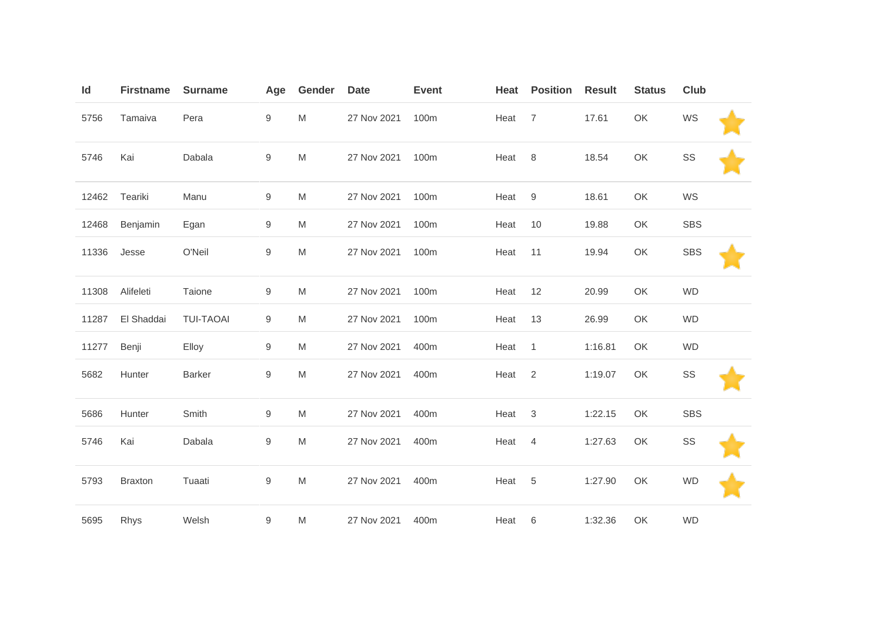| Id | Firstname | Surname | Age | Gender | Date | Event | Heat | Position | Result | Status | Club | |
|---|---|---|---|---|---|---|---|---|---|---|---|---|
| 5756 | Tamaiva | Pera | 9 | M | 27 Nov 2021 | 100m | Heat | 7 | 17.61 | OK | WS | ⭐ |
| 5746 | Kai | Dabala | 9 | M | 27 Nov 2021 | 100m | Heat | 8 | 18.54 | OK | SS | ⭐ |
| 12462 | Teariki | Manu | 9 | M | 27 Nov 2021 | 100m | Heat | 9 | 18.61 | OK | WS | |
| 12468 | Benjamin | Egan | 9 | M | 27 Nov 2021 | 100m | Heat | 10 | 19.88 | OK | SBS | |
| 11336 | Jesse | O'Neil | 9 | M | 27 Nov 2021 | 100m | Heat | 11 | 19.94 | OK | SBS | ⭐ |
| 11308 | Alifeleti | Taione | 9 | M | 27 Nov 2021 | 100m | Heat | 12 | 20.99 | OK | WD | |
| 11287 | El Shaddai | TUI-TAOAI | 9 | M | 27 Nov 2021 | 100m | Heat | 13 | 26.99 | OK | WD | |
| 11277 | Benji | Elloy | 9 | M | 27 Nov 2021 | 400m | Heat | 1 | 1:16.81 | OK | WD | |
| 5682 | Hunter | Barker | 9 | M | 27 Nov 2021 | 400m | Heat | 2 | 1:19.07 | OK | SS | ⭐ |
| 5686 | Hunter | Smith | 9 | M | 27 Nov 2021 | 400m | Heat | 3 | 1:22.15 | OK | SBS | |
| 5746 | Kai | Dabala | 9 | M | 27 Nov 2021 | 400m | Heat | 4 | 1:27.63 | OK | SS | ⭐ |
| 5793 | Braxton | Tuaati | 9 | M | 27 Nov 2021 | 400m | Heat | 5 | 1:27.90 | OK | WD | ⭐ |
| 5695 | Rhys | Welsh | 9 | M | 27 Nov 2021 | 400m | Heat | 6 | 1:32.36 | OK | WD | |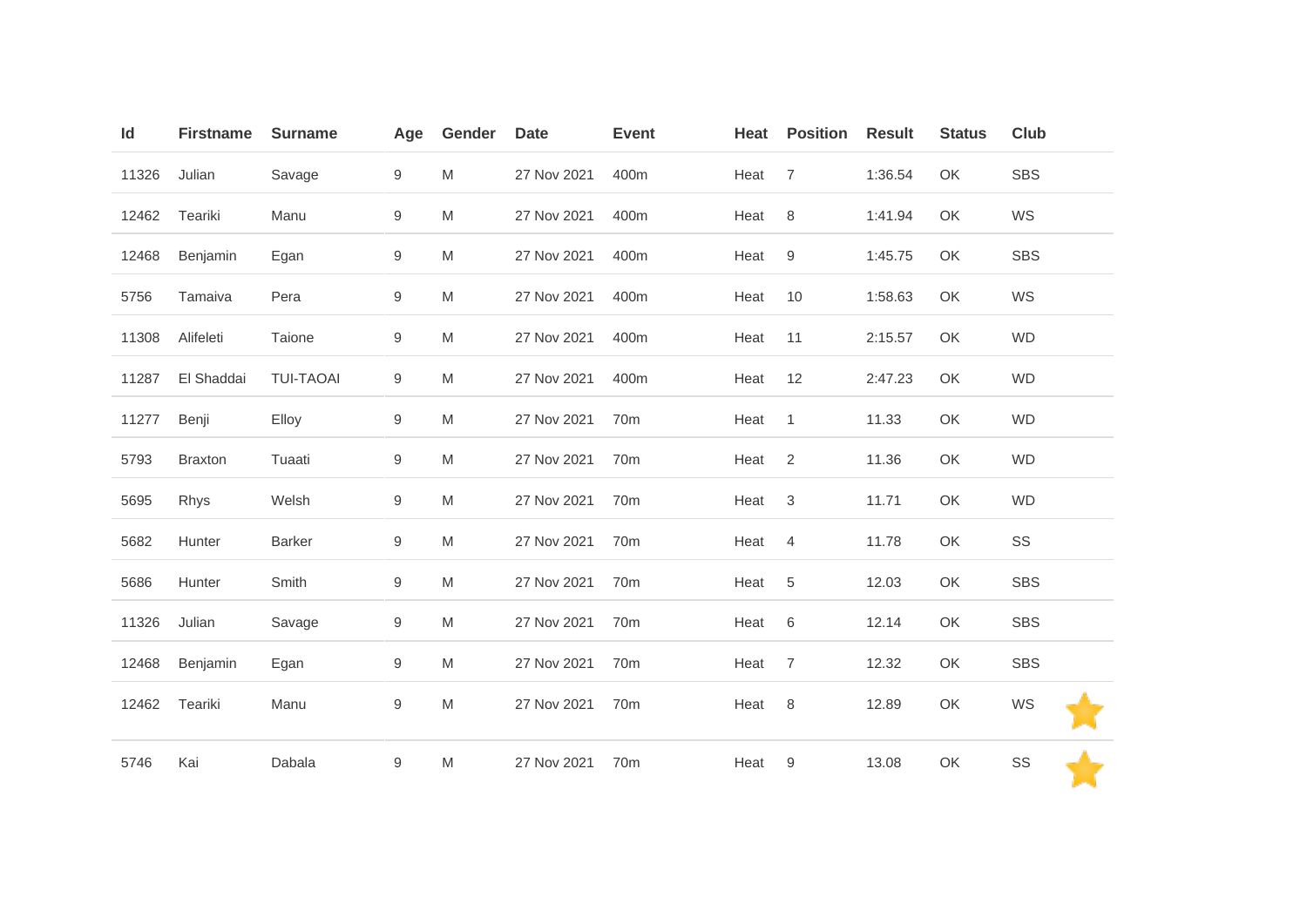| Id | Firstname | Surname | Age | Gender | Date | Event | Heat | Position | Result | Status | Club |
|---|---|---|---|---|---|---|---|---|---|---|---|
| 11326 | Julian | Savage | 9 | M | 27 Nov 2021 | 400m | Heat | 7 | 1:36.54 | OK | SBS |
| 12462 | Teariki | Manu | 9 | M | 27 Nov 2021 | 400m | Heat | 8 | 1:41.94 | OK | WS |
| 12468 | Benjamin | Egan | 9 | M | 27 Nov 2021 | 400m | Heat | 9 | 1:45.75 | OK | SBS |
| 5756 | Tamaiva | Pera | 9 | M | 27 Nov 2021 | 400m | Heat | 10 | 1:58.63 | OK | WS |
| 11308 | Alifeleti | Taione | 9 | M | 27 Nov 2021 | 400m | Heat | 11 | 2:15.57 | OK | WD |
| 11287 | El Shaddai | TUI-TAOAI | 9 | M | 27 Nov 2021 | 400m | Heat | 12 | 2:47.23 | OK | WD |
| 11277 | Benji | Elloy | 9 | M | 27 Nov 2021 | 70m | Heat | 1 | 11.33 | OK | WD |
| 5793 | Braxton | Tuaati | 9 | M | 27 Nov 2021 | 70m | Heat | 2 | 11.36 | OK | WD |
| 5695 | Rhys | Welsh | 9 | M | 27 Nov 2021 | 70m | Heat | 3 | 11.71 | OK | WD |
| 5682 | Hunter | Barker | 9 | M | 27 Nov 2021 | 70m | Heat | 4 | 11.78 | OK | SS |
| 5686 | Hunter | Smith | 9 | M | 27 Nov 2021 | 70m | Heat | 5 | 12.03 | OK | SBS |
| 11326 | Julian | Savage | 9 | M | 27 Nov 2021 | 70m | Heat | 6 | 12.14 | OK | SBS |
| 12468 | Benjamin | Egan | 9 | M | 27 Nov 2021 | 70m | Heat | 7 | 12.32 | OK | SBS |
| 12462 | Teariki | Manu | 9 | M | 27 Nov 2021 | 70m | Heat | 8 | 12.89 | OK | WS |
| 5746 | Kai | Dabala | 9 | M | 27 Nov 2021 | 70m | Heat | 9 | 13.08 | OK | SS |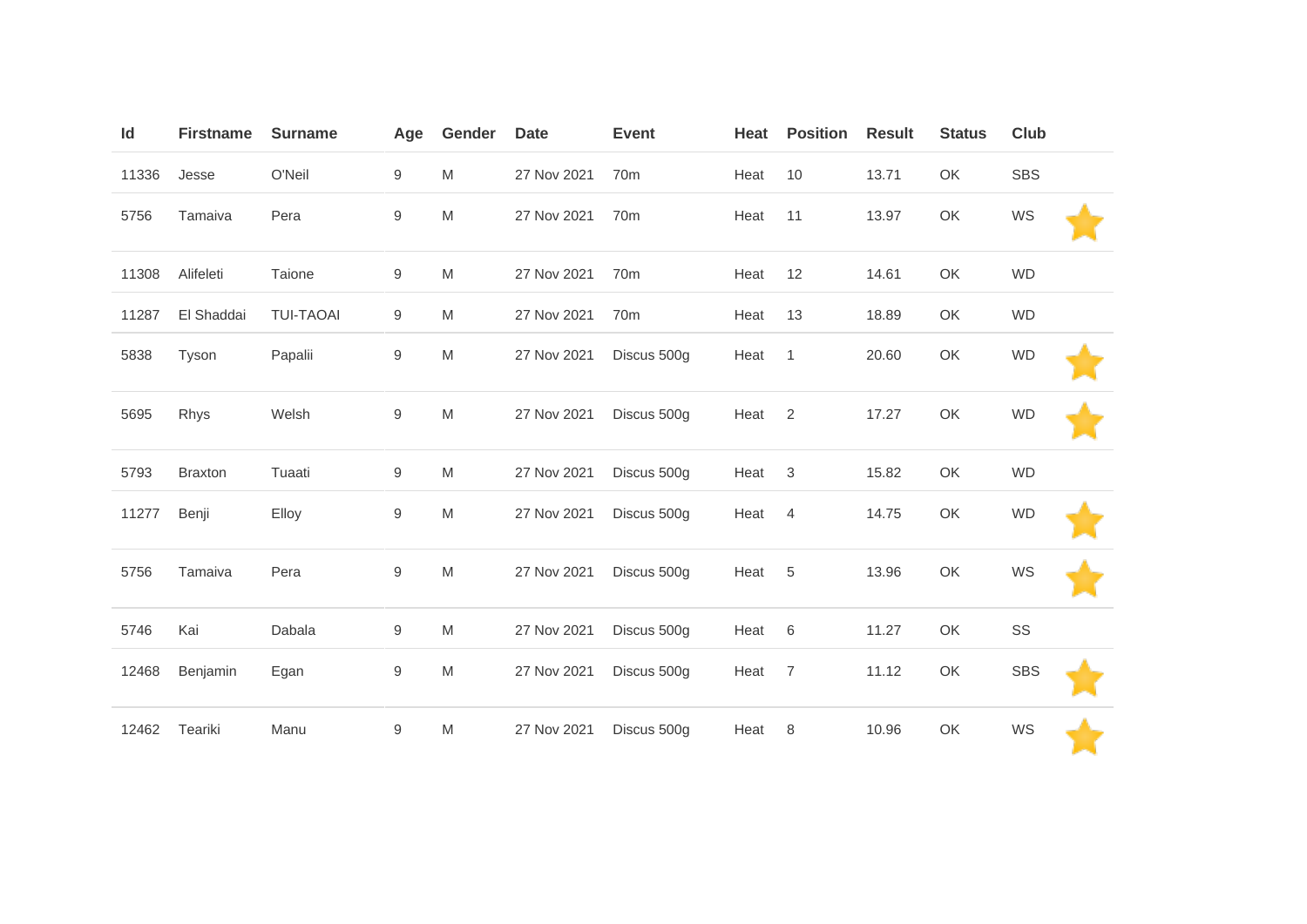| Id | Firstname | Surname | Age | Gender | Date | Event | Heat | Position | Result | Status | Club | |
|---|---|---|---|---|---|---|---|---|---|---|---|---|
| 11336 | Jesse | O'Neil | 9 | M | 27 Nov 2021 | 70m | Heat | 10 | 13.71 | OK | SBS | |
| 5756 | Tamaiva | Pera | 9 | M | 27 Nov 2021 | 70m | Heat | 11 | 13.97 | OK | WS | ⭐ |
| 11308 | Alifeleti | Taione | 9 | M | 27 Nov 2021 | 70m | Heat | 12 | 14.61 | OK | WD | |
| 11287 | El Shaddai | TUI-TAOAI | 9 | M | 27 Nov 2021 | 70m | Heat | 13 | 18.89 | OK | WD | |
| 5838 | Tyson | Papalii | 9 | M | 27 Nov 2021 | Discus 500g | Heat | 1 | 20.60 | OK | WD | ⭐ |
| 5695 | Rhys | Welsh | 9 | M | 27 Nov 2021 | Discus 500g | Heat | 2 | 17.27 | OK | WD | ⭐ |
| 5793 | Braxton | Tuaati | 9 | M | 27 Nov 2021 | Discus 500g | Heat | 3 | 15.82 | OK | WD | |
| 11277 | Benji | Elloy | 9 | M | 27 Nov 2021 | Discus 500g | Heat | 4 | 14.75 | OK | WD | ⭐ |
| 5756 | Tamaiva | Pera | 9 | M | 27 Nov 2021 | Discus 500g | Heat | 5 | 13.96 | OK | WS | ⭐ |
| 5746 | Kai | Dabala | 9 | M | 27 Nov 2021 | Discus 500g | Heat | 6 | 11.27 | OK | SS | |
| 12468 | Benjamin | Egan | 9 | M | 27 Nov 2021 | Discus 500g | Heat | 7 | 11.12 | OK | SBS | ⭐ |
| 12462 | Teariki | Manu | 9 | M | 27 Nov 2021 | Discus 500g | Heat | 8 | 10.96 | OK | WS | ⭐ |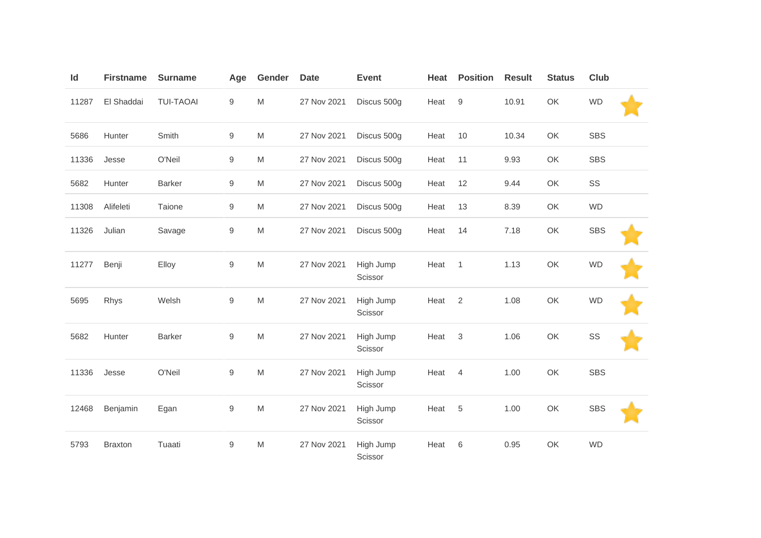| Id | Firstname | Surname | Age | Gender | Date | Event | Heat | Position | Result | Status | Club | |
|---|---|---|---|---|---|---|---|---|---|---|---|---|
| 11287 | El Shaddai | TUI-TAOAI | 9 | M | 27 Nov 2021 | Discus 500g | Heat | 9 | 10.91 | OK | WD | ⭐ |
| 5686 | Hunter | Smith | 9 | M | 27 Nov 2021 | Discus 500g | Heat | 10 | 10.34 | OK | SBS | |
| 11336 | Jesse | O'Neil | 9 | M | 27 Nov 2021 | Discus 500g | Heat | 11 | 9.93 | OK | SBS | |
| 5682 | Hunter | Barker | 9 | M | 27 Nov 2021 | Discus 500g | Heat | 12 | 9.44 | OK | SS | |
| 11308 | Alifeleti | Taione | 9 | M | 27 Nov 2021 | Discus 500g | Heat | 13 | 8.39 | OK | WD | |
| 11326 | Julian | Savage | 9 | M | 27 Nov 2021 | Discus 500g | Heat | 14 | 7.18 | OK | SBS | ⭐ |
| 11277 | Benji | Elloy | 9 | M | 27 Nov 2021 | High Jump Scissor | Heat | 1 | 1.13 | OK | WD | ⭐ |
| 5695 | Rhys | Welsh | 9 | M | 27 Nov 2021 | High Jump Scissor | Heat | 2 | 1.08 | OK | WD | ⭐ |
| 5682 | Hunter | Barker | 9 | M | 27 Nov 2021 | High Jump Scissor | Heat | 3 | 1.06 | OK | SS | ⭐ |
| 11336 | Jesse | O'Neil | 9 | M | 27 Nov 2021 | High Jump Scissor | Heat | 4 | 1.00 | OK | SBS | |
| 12468 | Benjamin | Egan | 9 | M | 27 Nov 2021 | High Jump Scissor | Heat | 5 | 1.00 | OK | SBS | ⭐ |
| 5793 | Braxton | Tuaati | 9 | M | 27 Nov 2021 | High Jump Scissor | Heat | 6 | 0.95 | OK | WD | |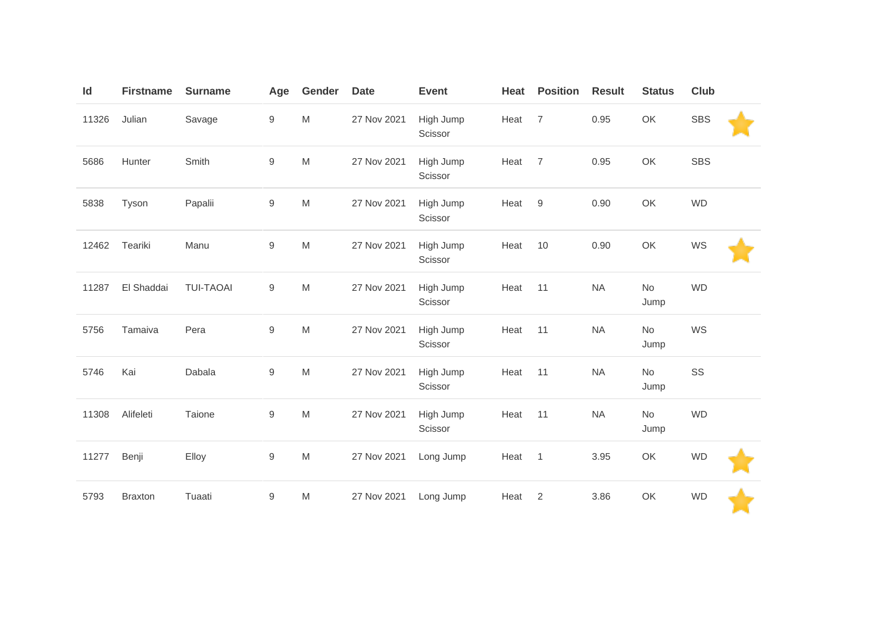| Id | Firstname | Surname | Age | Gender | Date | Event | Heat | Position | Result | Status | Club | |
|---|---|---|---|---|---|---|---|---|---|---|---|---|
| 11326 | Julian | Savage | 9 | M | 27 Nov 2021 | High Jump Scissor | Heat | 7 | 0.95 | OK | SBS | ⭐ |
| 5686 | Hunter | Smith | 9 | M | 27 Nov 2021 | High Jump Scissor | Heat | 7 | 0.95 | OK | SBS | |
| 5838 | Tyson | Papalii | 9 | M | 27 Nov 2021 | High Jump Scissor | Heat | 9 | 0.90 | OK | WD | |
| 12462 | Teariki | Manu | 9 | M | 27 Nov 2021 | High Jump Scissor | Heat | 10 | 0.90 | OK | WS | ⭐ |
| 11287 | El Shaddai | TUI-TAOAI | 9 | M | 27 Nov 2021 | High Jump Scissor | Heat | 11 | NA | No Jump | WD | |
| 5756 | Tamaiva | Pera | 9 | M | 27 Nov 2021 | High Jump Scissor | Heat | 11 | NA | No Jump | WS | |
| 5746 | Kai | Dabala | 9 | M | 27 Nov 2021 | High Jump Scissor | Heat | 11 | NA | No Jump | SS | |
| 11308 | Alifeleti | Taione | 9 | M | 27 Nov 2021 | High Jump Scissor | Heat | 11 | NA | No Jump | WD | |
| 11277 | Benji | Elloy | 9 | M | 27 Nov 2021 | Long Jump | Heat | 1 | 3.95 | OK | WD | ⭐ |
| 5793 | Braxton | Tuaati | 9 | M | 27 Nov 2021 | Long Jump | Heat | 2 | 3.86 | OK | WD | ⭐ |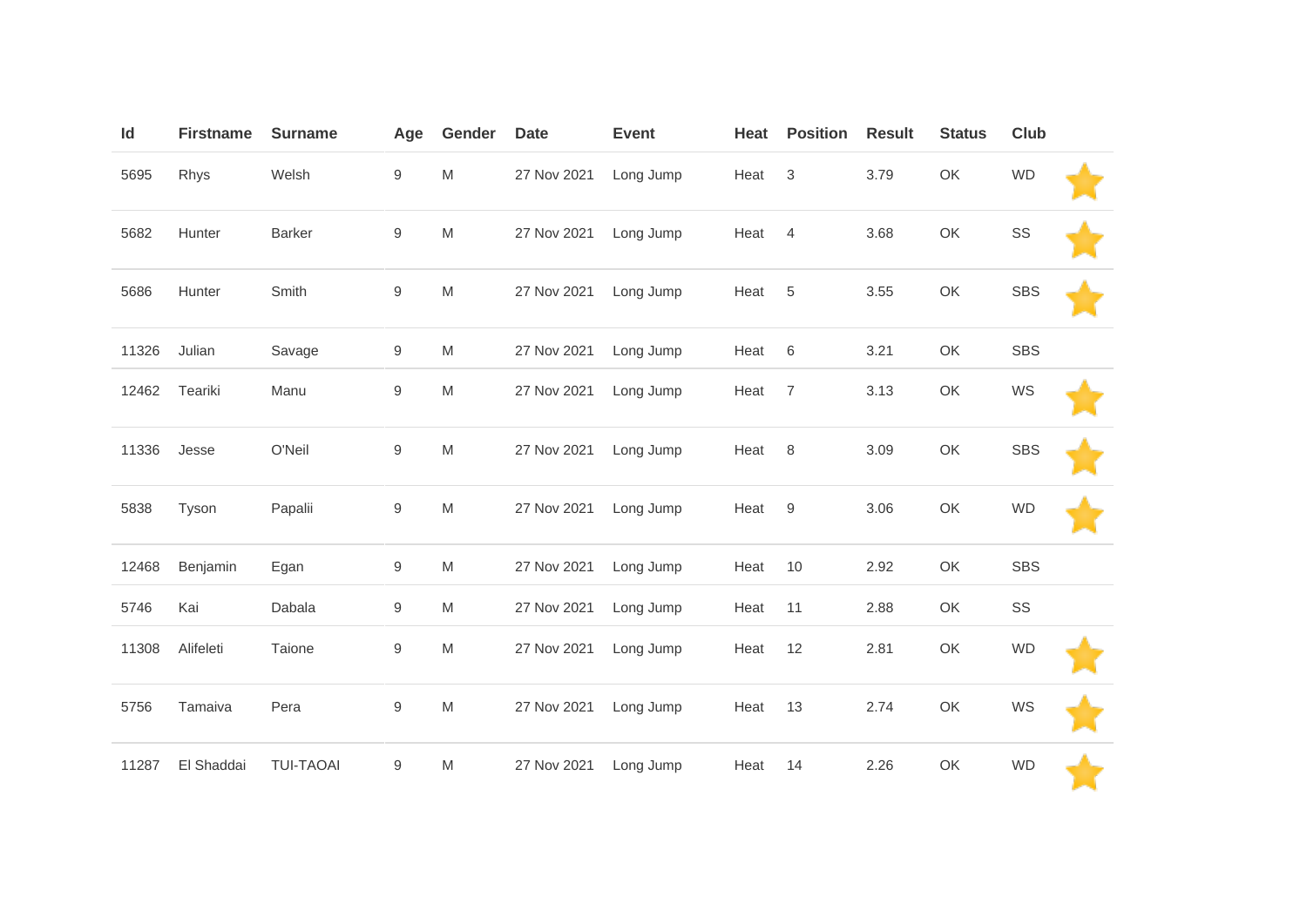| Id | Firstname | Surname | Age | Gender | Date | Event | Heat | Position | Result | Status | Club | |
|---|---|---|---|---|---|---|---|---|---|---|---|---|
| 5695 | Rhys | Welsh | 9 | M | 27 Nov 2021 | Long Jump | Heat | 3 | 3.79 | OK | WD | ⭐ |
| 5682 | Hunter | Barker | 9 | M | 27 Nov 2021 | Long Jump | Heat | 4 | 3.68 | OK | SS | ⭐ |
| 5686 | Hunter | Smith | 9 | M | 27 Nov 2021 | Long Jump | Heat | 5 | 3.55 | OK | SBS | ⭐ |
| 11326 | Julian | Savage | 9 | M | 27 Nov 2021 | Long Jump | Heat | 6 | 3.21 | OK | SBS | |
| 12462 | Teariki | Manu | 9 | M | 27 Nov 2021 | Long Jump | Heat | 7 | 3.13 | OK | WS | ⭐ |
| 11336 | Jesse | O'Neil | 9 | M | 27 Nov 2021 | Long Jump | Heat | 8 | 3.09 | OK | SBS | ⭐ |
| 5838 | Tyson | Papalii | 9 | M | 27 Nov 2021 | Long Jump | Heat | 9 | 3.06 | OK | WD | ⭐ |
| 12468 | Benjamin | Egan | 9 | M | 27 Nov 2021 | Long Jump | Heat | 10 | 2.92 | OK | SBS | |
| 5746 | Kai | Dabala | 9 | M | 27 Nov 2021 | Long Jump | Heat | 11 | 2.88 | OK | SS | |
| 11308 | Alifeleti | Taione | 9 | M | 27 Nov 2021 | Long Jump | Heat | 12 | 2.81 | OK | WD | ⭐ |
| 5756 | Tamaiva | Pera | 9 | M | 27 Nov 2021 | Long Jump | Heat | 13 | 2.74 | OK | WS | ⭐ |
| 11287 | El Shaddai | TUI-TAOAI | 9 | M | 27 Nov 2021 | Long Jump | Heat | 14 | 2.26 | OK | WD | ⭐ |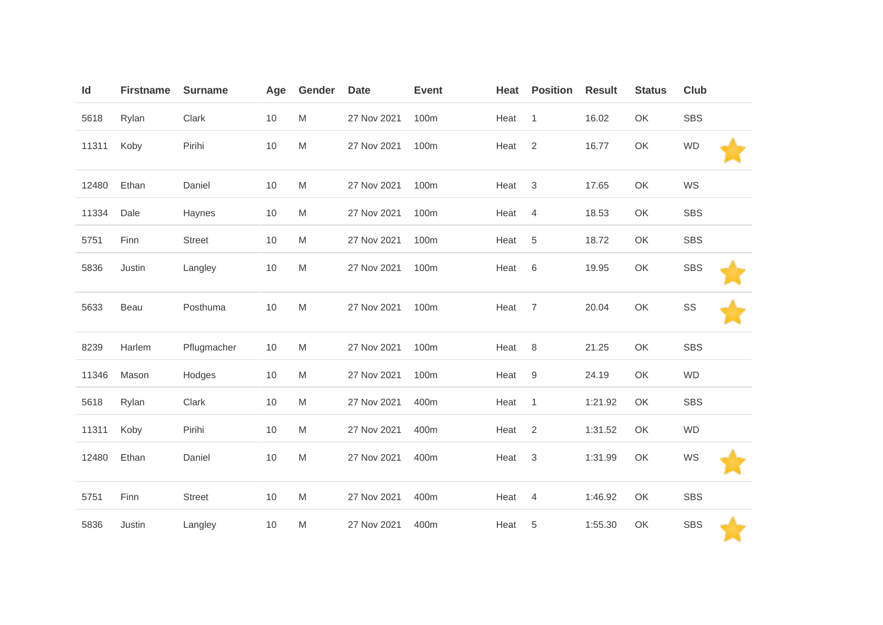| Id | Firstname | Surname | Age | Gender | Date | Event | Heat | Position | Result | Status | Club | |
|---|---|---|---|---|---|---|---|---|---|---|---|---|
| 5618 | Rylan | Clark | 10 | M | 27 Nov 2021 | 100m | Heat | 1 | 16.02 | OK | SBS | |
| 11311 | Koby | Pirihi | 10 | M | 27 Nov 2021 | 100m | Heat | 2 | 16.77 | OK | WD | ⭐ |
| 12480 | Ethan | Daniel | 10 | M | 27 Nov 2021 | 100m | Heat | 3 | 17.65 | OK | WS | |
| 11334 | Dale | Haynes | 10 | M | 27 Nov 2021 | 100m | Heat | 4 | 18.53 | OK | SBS | |
| 5751 | Finn | Street | 10 | M | 27 Nov 2021 | 100m | Heat | 5 | 18.72 | OK | SBS | |
| 5836 | Justin | Langley | 10 | M | 27 Nov 2021 | 100m | Heat | 6 | 19.95 | OK | SBS | ⭐ |
| 5633 | Beau | Posthuma | 10 | M | 27 Nov 2021 | 100m | Heat | 7 | 20.04 | OK | SS | ⭐ |
| 8239 | Harlem | Pflugmacher | 10 | M | 27 Nov 2021 | 100m | Heat | 8 | 21.25 | OK | SBS | |
| 11346 | Mason | Hodges | 10 | M | 27 Nov 2021 | 100m | Heat | 9 | 24.19 | OK | WD | |
| 5618 | Rylan | Clark | 10 | M | 27 Nov 2021 | 400m | Heat | 1 | 1:21.92 | OK | SBS | |
| 11311 | Koby | Pirihi | 10 | M | 27 Nov 2021 | 400m | Heat | 2 | 1:31.52 | OK | WD | |
| 12480 | Ethan | Daniel | 10 | M | 27 Nov 2021 | 400m | Heat | 3 | 1:31.99 | OK | WS | ⭐ |
| 5751 | Finn | Street | 10 | M | 27 Nov 2021 | 400m | Heat | 4 | 1:46.92 | OK | SBS | |
| 5836 | Justin | Langley | 10 | M | 27 Nov 2021 | 400m | Heat | 5 | 1:55.30 | OK | SBS | ⭐ |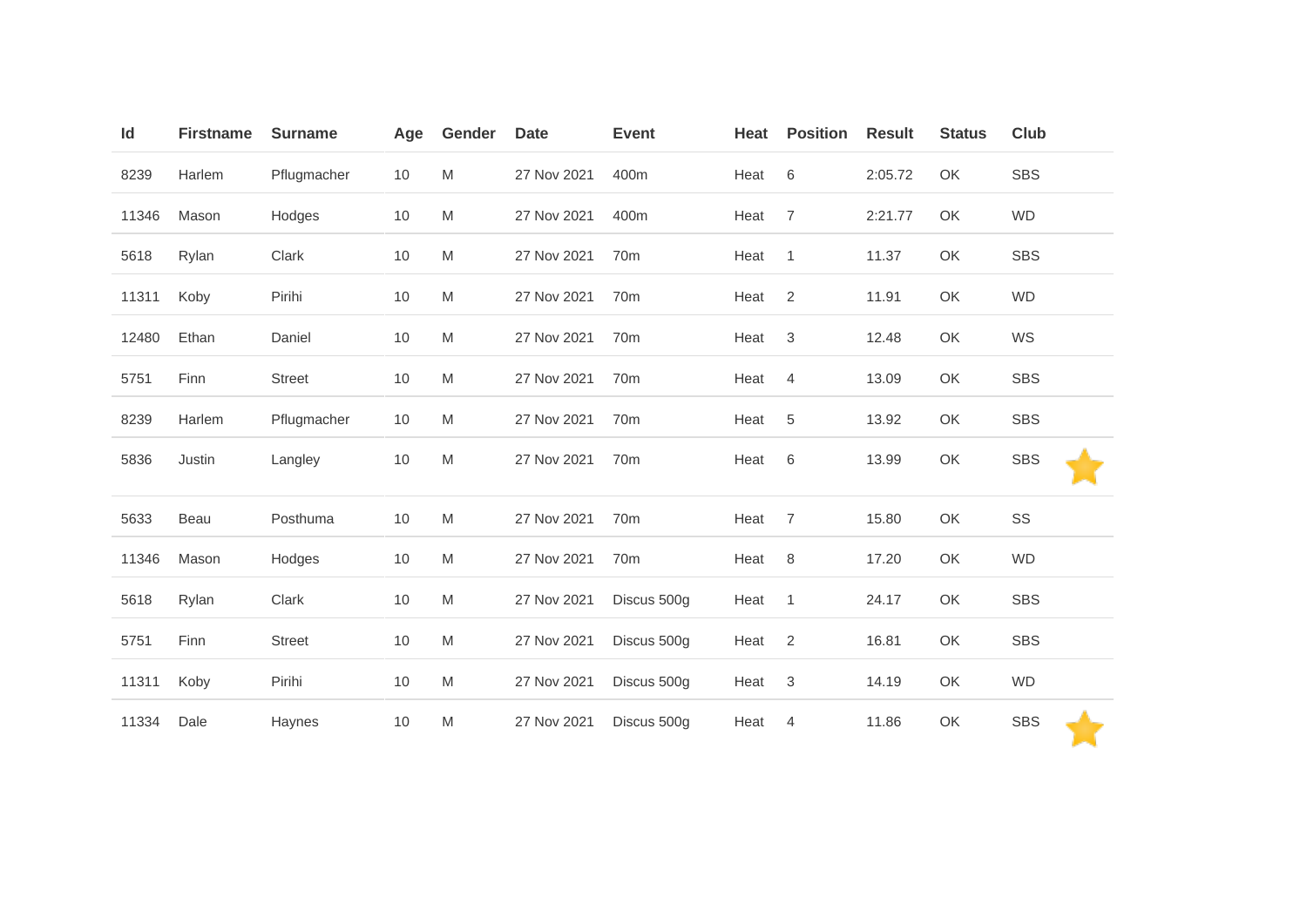| Id | Firstname | Surname | Age | Gender | Date | Event | Heat | Position | Result | Status | Club | |
|---|---|---|---|---|---|---|---|---|---|---|---|---|
| 8239 | Harlem | Pflugmacher | 10 | M | 27 Nov 2021 | 400m | Heat | 6 | 2:05.72 | OK | SBS | |
| 11346 | Mason | Hodges | 10 | M | 27 Nov 2021 | 400m | Heat | 7 | 2:21.77 | OK | WD | |
| 5618 | Rylan | Clark | 10 | M | 27 Nov 2021 | 70m | Heat | 1 | 11.37 | OK | SBS | |
| 11311 | Koby | Pirihi | 10 | M | 27 Nov 2021 | 70m | Heat | 2 | 11.91 | OK | WD | |
| 12480 | Ethan | Daniel | 10 | M | 27 Nov 2021 | 70m | Heat | 3 | 12.48 | OK | WS | |
| 5751 | Finn | Street | 10 | M | 27 Nov 2021 | 70m | Heat | 4 | 13.09 | OK | SBS | |
| 8239 | Harlem | Pflugmacher | 10 | M | 27 Nov 2021 | 70m | Heat | 5 | 13.92 | OK | SBS | |
| 5836 | Justin | Langley | 10 | M | 27 Nov 2021 | 70m | Heat | 6 | 13.99 | OK | SBS | ⭐ |
| 5633 | Beau | Posthuma | 10 | M | 27 Nov 2021 | 70m | Heat | 7 | 15.80 | OK | SS | |
| 11346 | Mason | Hodges | 10 | M | 27 Nov 2021 | 70m | Heat | 8 | 17.20 | OK | WD | |
| 5618 | Rylan | Clark | 10 | M | 27 Nov 2021 | Discus 500g | Heat | 1 | 24.17 | OK | SBS | |
| 5751 | Finn | Street | 10 | M | 27 Nov 2021 | Discus 500g | Heat | 2 | 16.81 | OK | SBS | |
| 11311 | Koby | Pirihi | 10 | M | 27 Nov 2021 | Discus 500g | Heat | 3 | 14.19 | OK | WD | |
| 11334 | Dale | Haynes | 10 | M | 27 Nov 2021 | Discus 500g | Heat | 4 | 11.86 | OK | SBS | ⭐ |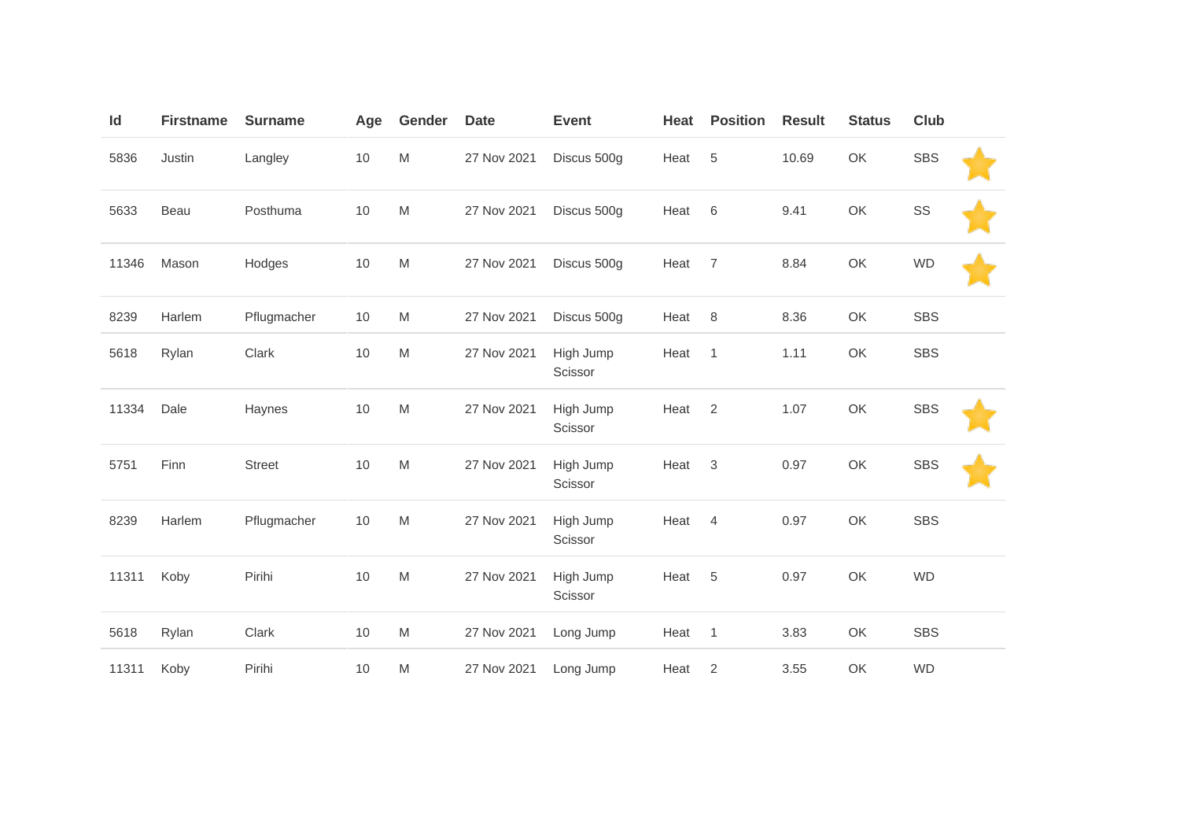| Id | Firstname | Surname | Age | Gender | Date | Event | Heat | Position | Result | Status | Club | |
|---|---|---|---|---|---|---|---|---|---|---|---|---|
| 5836 | Justin | Langley | 10 | M | 27 Nov 2021 | Discus 500g | Heat | 5 | 10.69 | OK | SBS | ⭐ |
| 5633 | Beau | Posthuma | 10 | M | 27 Nov 2021 | Discus 500g | Heat | 6 | 9.41 | OK | SS | ⭐ |
| 11346 | Mason | Hodges | 10 | M | 27 Nov 2021 | Discus 500g | Heat | 7 | 8.84 | OK | WD | ⭐ |
| 8239 | Harlem | Pflugmacher | 10 | M | 27 Nov 2021 | Discus 500g | Heat | 8 | 8.36 | OK | SBS | |
| 5618 | Rylan | Clark | 10 | M | 27 Nov 2021 | High Jump Scissor | Heat | 1 | 1.11 | OK | SBS | |
| 11334 | Dale | Haynes | 10 | M | 27 Nov 2021 | High Jump Scissor | Heat | 2 | 1.07 | OK | SBS | ⭐ |
| 5751 | Finn | Street | 10 | M | 27 Nov 2021 | High Jump Scissor | Heat | 3 | 0.97 | OK | SBS | ⭐ |
| 8239 | Harlem | Pflugmacher | 10 | M | 27 Nov 2021 | High Jump Scissor | Heat | 4 | 0.97 | OK | SBS | |
| 11311 | Koby | Pirihi | 10 | M | 27 Nov 2021 | High Jump Scissor | Heat | 5 | 0.97 | OK | WD | |
| 5618 | Rylan | Clark | 10 | M | 27 Nov 2021 | Long Jump | Heat | 1 | 3.83 | OK | SBS | |
| 11311 | Koby | Pirihi | 10 | M | 27 Nov 2021 | Long Jump | Heat | 2 | 3.55 | OK | WD | |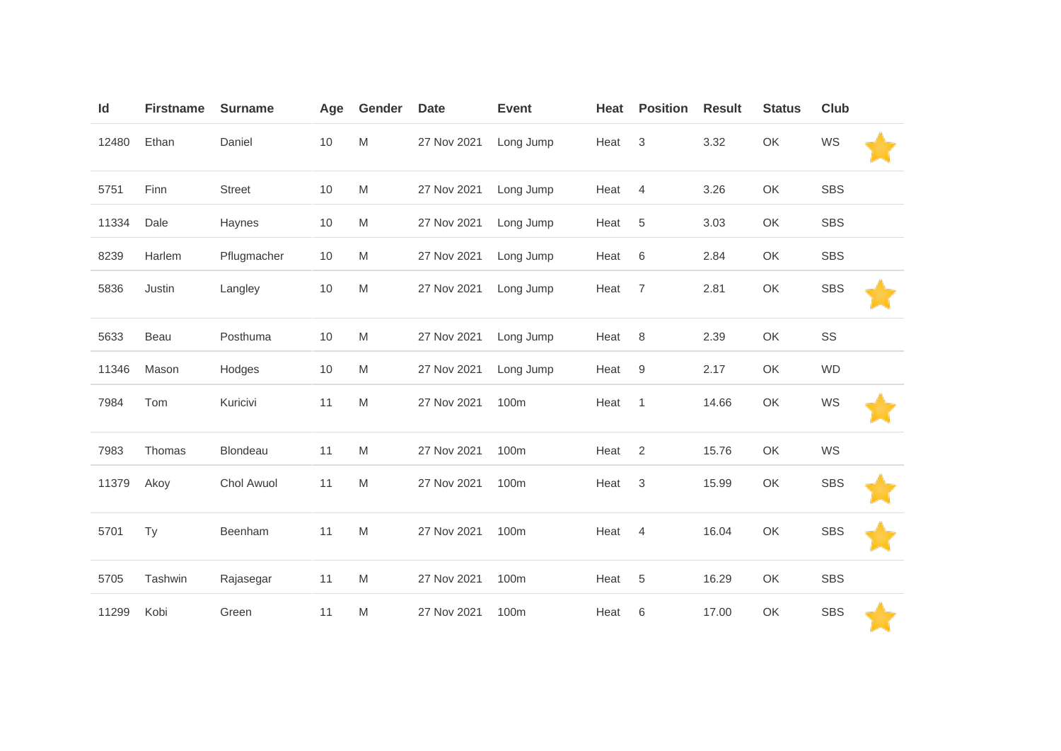| Id | Firstname | Surname | Age | Gender | Date | Event | Heat | Position | Result | Status | Club | |
|---|---|---|---|---|---|---|---|---|---|---|---|---|
| 12480 | Ethan | Daniel | 10 | M | 27 Nov 2021 | Long Jump | Heat | 3 | 3.32 | OK | WS | ⭐ |
| 5751 | Finn | Street | 10 | M | 27 Nov 2021 | Long Jump | Heat | 4 | 3.26 | OK | SBS | |
| 11334 | Dale | Haynes | 10 | M | 27 Nov 2021 | Long Jump | Heat | 5 | 3.03 | OK | SBS | |
| 8239 | Harlem | Pflugmacher | 10 | M | 27 Nov 2021 | Long Jump | Heat | 6 | 2.84 | OK | SBS | |
| 5836 | Justin | Langley | 10 | M | 27 Nov 2021 | Long Jump | Heat | 7 | 2.81 | OK | SBS | ⭐ |
| 5633 | Beau | Posthuma | 10 | M | 27 Nov 2021 | Long Jump | Heat | 8 | 2.39 | OK | SS | |
| 11346 | Mason | Hodges | 10 | M | 27 Nov 2021 | Long Jump | Heat | 9 | 2.17 | OK | WD | |
| 7984 | Tom | Kuricivi | 11 | M | 27 Nov 2021 | 100m | Heat | 1 | 14.66 | OK | WS | ⭐ |
| 7983 | Thomas | Blondeau | 11 | M | 27 Nov 2021 | 100m | Heat | 2 | 15.76 | OK | WS | |
| 11379 | Akoy | Chol Awuol | 11 | M | 27 Nov 2021 | 100m | Heat | 3 | 15.99 | OK | SBS | ⭐ |
| 5701 | Ty | Beenham | 11 | M | 27 Nov 2021 | 100m | Heat | 4 | 16.04 | OK | SBS | ⭐ |
| 5705 | Tashwin | Rajasegar | 11 | M | 27 Nov 2021 | 100m | Heat | 5 | 16.29 | OK | SBS | |
| 11299 | Kobi | Green | 11 | M | 27 Nov 2021 | 100m | Heat | 6 | 17.00 | OK | SBS | ⭐ |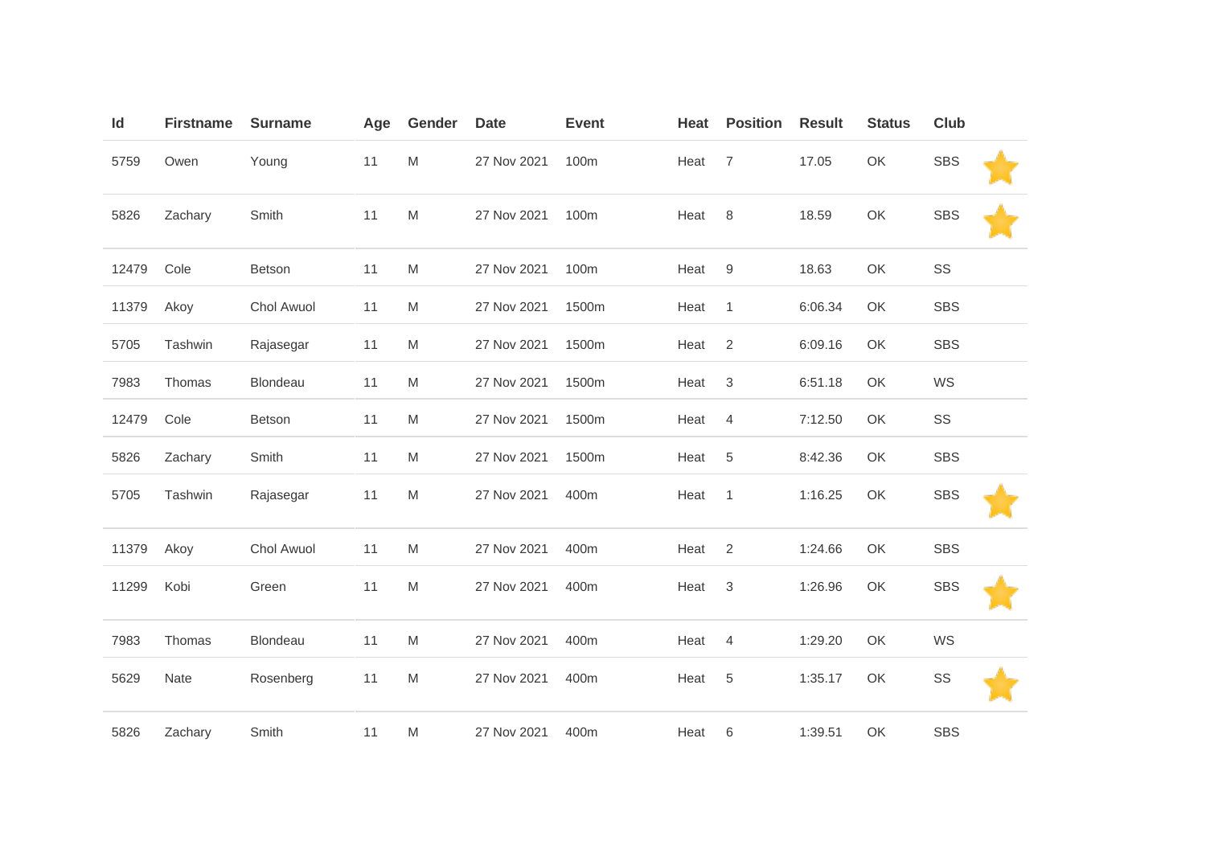| Id | Firstname | Surname | Age | Gender | Date | Event | Heat | Position | Result | Status | Club | |
|---|---|---|---|---|---|---|---|---|---|---|---|---|
| 5759 | Owen | Young | 11 | M | 27 Nov 2021 | 100m | Heat | 7 | 17.05 | OK | SBS | ⭐ |
| 5826 | Zachary | Smith | 11 | M | 27 Nov 2021 | 100m | Heat | 8 | 18.59 | OK | SBS | ⭐ |
| 12479 | Cole | Betson | 11 | M | 27 Nov 2021 | 100m | Heat | 9 | 18.63 | OK | SS | |
| 11379 | Akoy | Chol Awuol | 11 | M | 27 Nov 2021 | 1500m | Heat | 1 | 6:06.34 | OK | SBS | |
| 5705 | Tashwin | Rajasegar | 11 | M | 27 Nov 2021 | 1500m | Heat | 2 | 6:09.16 | OK | SBS | |
| 7983 | Thomas | Blondeau | 11 | M | 27 Nov 2021 | 1500m | Heat | 3 | 6:51.18 | OK | WS | |
| 12479 | Cole | Betson | 11 | M | 27 Nov 2021 | 1500m | Heat | 4 | 7:12.50 | OK | SS | |
| 5826 | Zachary | Smith | 11 | M | 27 Nov 2021 | 1500m | Heat | 5 | 8:42.36 | OK | SBS | |
| 5705 | Tashwin | Rajasegar | 11 | M | 27 Nov 2021 | 400m | Heat | 1 | 1:16.25 | OK | SBS | ⭐ |
| 11379 | Akoy | Chol Awuol | 11 | M | 27 Nov 2021 | 400m | Heat | 2 | 1:24.66 | OK | SBS | |
| 11299 | Kobi | Green | 11 | M | 27 Nov 2021 | 400m | Heat | 3 | 1:26.96 | OK | SBS | ⭐ |
| 7983 | Thomas | Blondeau | 11 | M | 27 Nov 2021 | 400m | Heat | 4 | 1:29.20 | OK | WS | |
| 5629 | Nate | Rosenberg | 11 | M | 27 Nov 2021 | 400m | Heat | 5 | 1:35.17 | OK | SS | ⭐ |
| 5826 | Zachary | Smith | 11 | M | 27 Nov 2021 | 400m | Heat | 6 | 1:39.51 | OK | SBS | |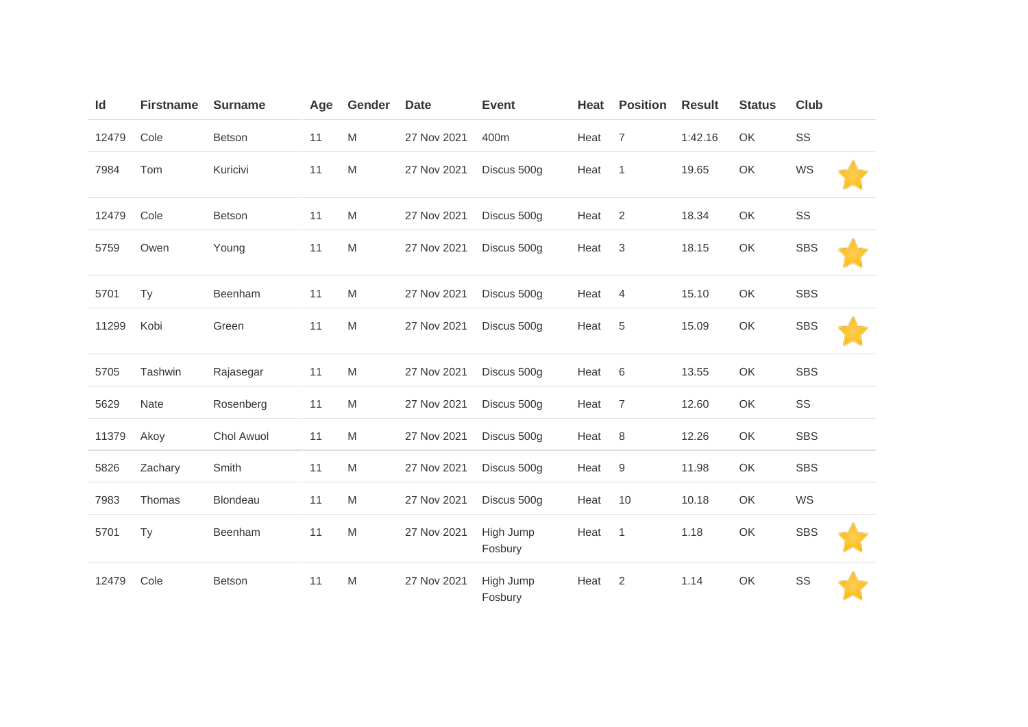| Id | Firstname | Surname | Age | Gender | Date | Event | Heat | Position | Result | Status | Club | |
|---|---|---|---|---|---|---|---|---|---|---|---|---|
| 12479 | Cole | Betson | 11 | M | 27 Nov 2021 | 400m | Heat | 7 | 1:42.16 | OK | SS | |
| 7984 | Tom | Kuricivi | 11 | M | 27 Nov 2021 | Discus 500g | Heat | 1 | 19.65 | OK | WS | ⭐ |
| 12479 | Cole | Betson | 11 | M | 27 Nov 2021 | Discus 500g | Heat | 2 | 18.34 | OK | SS | |
| 5759 | Owen | Young | 11 | M | 27 Nov 2021 | Discus 500g | Heat | 3 | 18.15 | OK | SBS | ⭐ |
| 5701 | Ty | Beenham | 11 | M | 27 Nov 2021 | Discus 500g | Heat | 4 | 15.10 | OK | SBS | |
| 11299 | Kobi | Green | 11 | M | 27 Nov 2021 | Discus 500g | Heat | 5 | 15.09 | OK | SBS | ⭐ |
| 5705 | Tashwin | Rajasegar | 11 | M | 27 Nov 2021 | Discus 500g | Heat | 6 | 13.55 | OK | SBS | |
| 5629 | Nate | Rosenberg | 11 | M | 27 Nov 2021 | Discus 500g | Heat | 7 | 12.60 | OK | SS | |
| 11379 | Akoy | Chol Awuol | 11 | M | 27 Nov 2021 | Discus 500g | Heat | 8 | 12.26 | OK | SBS | |
| 5826 | Zachary | Smith | 11 | M | 27 Nov 2021 | Discus 500g | Heat | 9 | 11.98 | OK | SBS | |
| 7983 | Thomas | Blondeau | 11 | M | 27 Nov 2021 | Discus 500g | Heat | 10 | 10.18 | OK | WS | |
| 5701 | Ty | Beenham | 11 | M | 27 Nov 2021 | High Jump Fosbury | Heat | 1 | 1.18 | OK | SBS | ⭐ |
| 12479 | Cole | Betson | 11 | M | 27 Nov 2021 | High Jump Fosbury | Heat | 2 | 1.14 | OK | SS | ⭐ |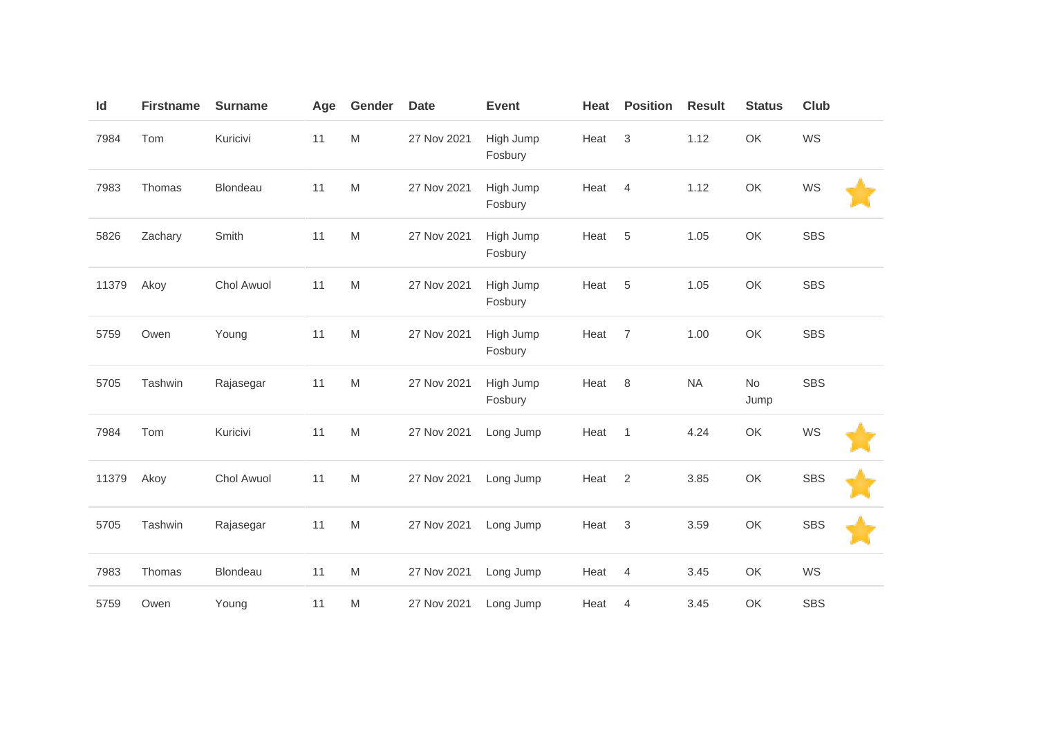| Id | Firstname | Surname | Age | Gender | Date | Event | Heat | Position | Result | Status | Club | |
|---|---|---|---|---|---|---|---|---|---|---|---|---|
| 7984 | Tom | Kuricivi | 11 | M | 27 Nov 2021 | High Jump Fosbury | Heat | 3 | 1.12 | OK | WS | |
| 7983 | Thomas | Blondeau | 11 | M | 27 Nov 2021 | High Jump Fosbury | Heat | 4 | 1.12 | OK | WS | ⭐ |
| 5826 | Zachary | Smith | 11 | M | 27 Nov 2021 | High Jump Fosbury | Heat | 5 | 1.05 | OK | SBS | |
| 11379 | Akoy | Chol Awuol | 11 | M | 27 Nov 2021 | High Jump Fosbury | Heat | 5 | 1.05 | OK | SBS | |
| 5759 | Owen | Young | 11 | M | 27 Nov 2021 | High Jump Fosbury | Heat | 7 | 1.00 | OK | SBS | |
| 5705 | Tashwin | Rajasegar | 11 | M | 27 Nov 2021 | High Jump Fosbury | Heat | 8 | NA | No Jump | SBS | |
| 7984 | Tom | Kuricivi | 11 | M | 27 Nov 2021 | Long Jump | Heat | 1 | 4.24 | OK | WS | ⭐ |
| 11379 | Akoy | Chol Awuol | 11 | M | 27 Nov 2021 | Long Jump | Heat | 2 | 3.85 | OK | SBS | ⭐ |
| 5705 | Tashwin | Rajasegar | 11 | M | 27 Nov 2021 | Long Jump | Heat | 3 | 3.59 | OK | SBS | ⭐ |
| 7983 | Thomas | Blondeau | 11 | M | 27 Nov 2021 | Long Jump | Heat | 4 | 3.45 | OK | WS | |
| 5759 | Owen | Young | 11 | M | 27 Nov 2021 | Long Jump | Heat | 4 | 3.45 | OK | SBS | |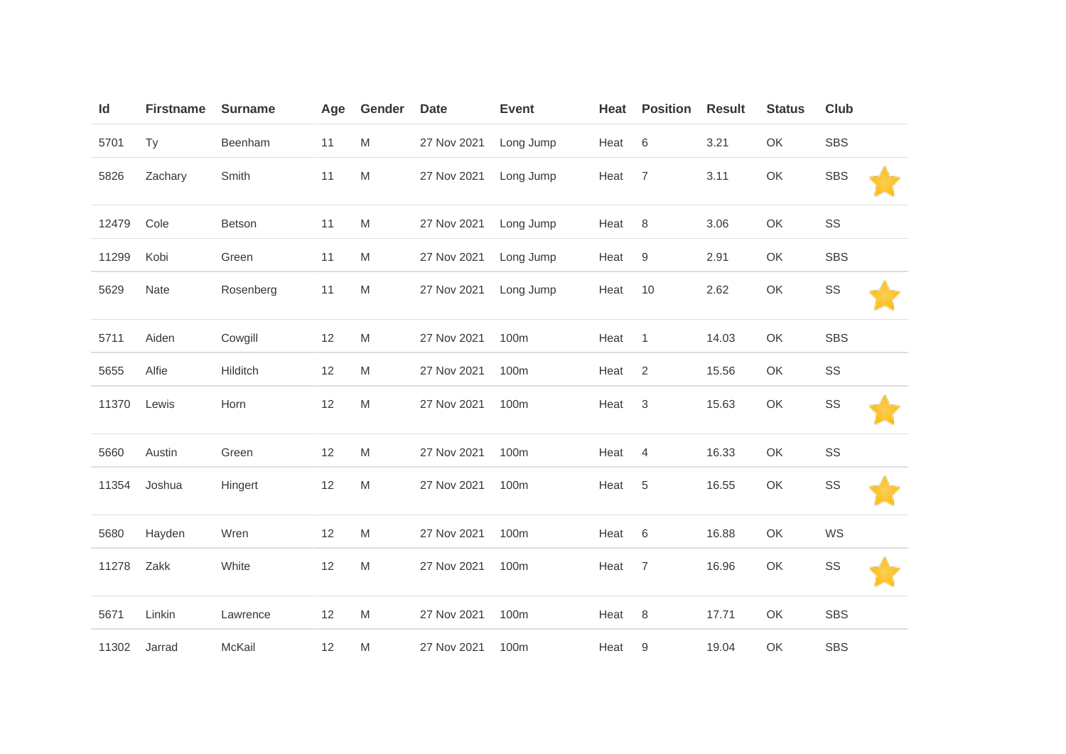| Id | Firstname | Surname | Age | Gender | Date | Event | Heat | Position | Result | Status | Club | |
|---|---|---|---|---|---|---|---|---|---|---|---|---|
| 5701 | Ty | Beenham | 11 | M | 27 Nov 2021 | Long Jump | Heat | 6 | 3.21 | OK | SBS | |
| 5826 | Zachary | Smith | 11 | M | 27 Nov 2021 | Long Jump | Heat | 7 | 3.11 | OK | SBS | ⭐ |
| 12479 | Cole | Betson | 11 | M | 27 Nov 2021 | Long Jump | Heat | 8 | 3.06 | OK | SS | |
| 11299 | Kobi | Green | 11 | M | 27 Nov 2021 | Long Jump | Heat | 9 | 2.91 | OK | SBS | |
| 5629 | Nate | Rosenberg | 11 | M | 27 Nov 2021 | Long Jump | Heat | 10 | 2.62 | OK | SS | ⭐ |
| 5711 | Aiden | Cowgill | 12 | M | 27 Nov 2021 | 100m | Heat | 1 | 14.03 | OK | SBS | |
| 5655 | Alfie | Hilditch | 12 | M | 27 Nov 2021 | 100m | Heat | 2 | 15.56 | OK | SS | |
| 11370 | Lewis | Horn | 12 | M | 27 Nov 2021 | 100m | Heat | 3 | 15.63 | OK | SS | ⭐ |
| 5660 | Austin | Green | 12 | M | 27 Nov 2021 | 100m | Heat | 4 | 16.33 | OK | SS | |
| 11354 | Joshua | Hingert | 12 | M | 27 Nov 2021 | 100m | Heat | 5 | 16.55 | OK | SS | ⭐ |
| 5680 | Hayden | Wren | 12 | M | 27 Nov 2021 | 100m | Heat | 6 | 16.88 | OK | WS | |
| 11278 | Zakk | White | 12 | M | 27 Nov 2021 | 100m | Heat | 7 | 16.96 | OK | SS | ⭐ |
| 5671 | Linkin | Lawrence | 12 | M | 27 Nov 2021 | 100m | Heat | 8 | 17.71 | OK | SBS | |
| 11302 | Jarrad | McKail | 12 | M | 27 Nov 2021 | 100m | Heat | 9 | 19.04 | OK | SBS | |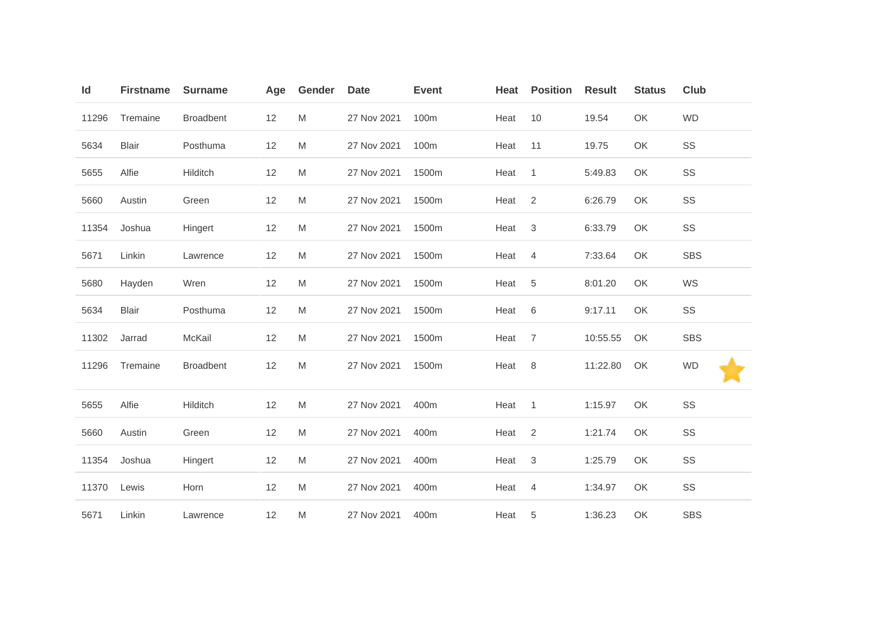| Id | Firstname | Surname | Age | Gender | Date | Event | Heat | Position | Result | Status | Club |
|---|---|---|---|---|---|---|---|---|---|---|---|
| 11296 | Tremaine | Broadbent | 12 | M | 27 Nov 2021 | 100m | Heat | 10 | 19.54 | OK | WD |
| 5634 | Blair | Posthuma | 12 | M | 27 Nov 2021 | 100m | Heat | 11 | 19.75 | OK | SS |
| 5655 | Alfie | Hilditch | 12 | M | 27 Nov 2021 | 1500m | Heat | 1 | 5:49.83 | OK | SS |
| 5660 | Austin | Green | 12 | M | 27 Nov 2021 | 1500m | Heat | 2 | 6:26.79 | OK | SS |
| 11354 | Joshua | Hingert | 12 | M | 27 Nov 2021 | 1500m | Heat | 3 | 6:33.79 | OK | SS |
| 5671 | Linkin | Lawrence | 12 | M | 27 Nov 2021 | 1500m | Heat | 4 | 7:33.64 | OK | SBS |
| 5680 | Hayden | Wren | 12 | M | 27 Nov 2021 | 1500m | Heat | 5 | 8:01.20 | OK | WS |
| 5634 | Blair | Posthuma | 12 | M | 27 Nov 2021 | 1500m | Heat | 6 | 9:17.11 | OK | SS |
| 11302 | Jarrad | McKail | 12 | M | 27 Nov 2021 | 1500m | Heat | 7 | 10:55.55 | OK | SBS |
| 11296 | Tremaine | Broadbent | 12 | M | 27 Nov 2021 | 1500m | Heat | 8 | 11:22.80 | OK | WD |
| 5655 | Alfie | Hilditch | 12 | M | 27 Nov 2021 | 400m | Heat | 1 | 1:15.97 | OK | SS |
| 5660 | Austin | Green | 12 | M | 27 Nov 2021 | 400m | Heat | 2 | 1:21.74 | OK | SS |
| 11354 | Joshua | Hingert | 12 | M | 27 Nov 2021 | 400m | Heat | 3 | 1:25.79 | OK | SS |
| 11370 | Lewis | Horn | 12 | M | 27 Nov 2021 | 400m | Heat | 4 | 1:34.97 | OK | SS |
| 5671 | Linkin | Lawrence | 12 | M | 27 Nov 2021 | 400m | Heat | 5 | 1:36.23 | OK | SBS |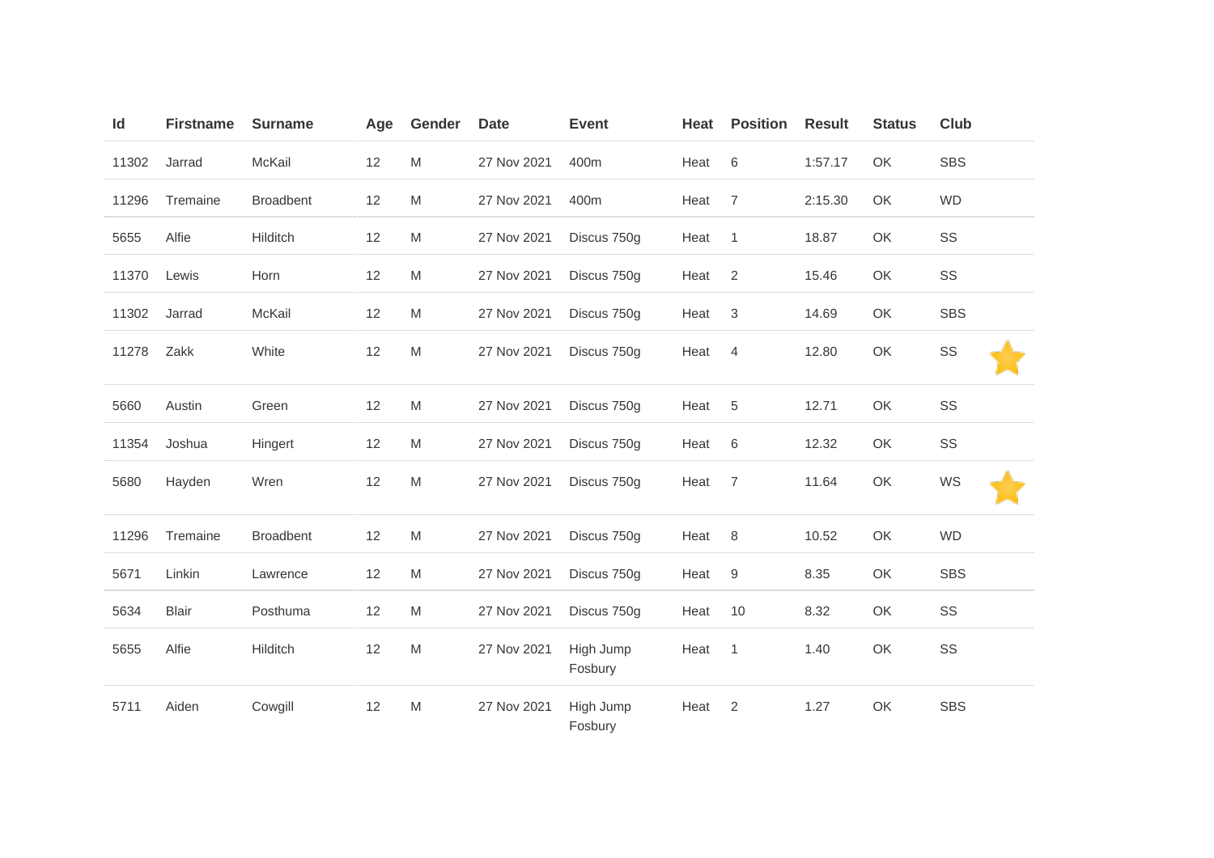| Id | Firstname | Surname | Age | Gender | Date | Event | Heat | Position | Result | Status | Club | |
|---|---|---|---|---|---|---|---|---|---|---|---|---|
| 11302 | Jarrad | McKail | 12 | M | 27 Nov 2021 | 400m | Heat | 6 | 1:57.17 | OK | SBS | |
| 11296 | Tremaine | Broadbent | 12 | M | 27 Nov 2021 | 400m | Heat | 7 | 2:15.30 | OK | WD | |
| 5655 | Alfie | Hilditch | 12 | M | 27 Nov 2021 | Discus 750g | Heat | 1 | 18.87 | OK | SS | |
| 11370 | Lewis | Horn | 12 | M | 27 Nov 2021 | Discus 750g | Heat | 2 | 15.46 | OK | SS | |
| 11302 | Jarrad | McKail | 12 | M | 27 Nov 2021 | Discus 750g | Heat | 3 | 14.69 | OK | SBS | |
| 11278 | Zakk | White | 12 | M | 27 Nov 2021 | Discus 750g | Heat | 4 | 12.80 | OK | SS | ⭐ |
| 5660 | Austin | Green | 12 | M | 27 Nov 2021 | Discus 750g | Heat | 5 | 12.71 | OK | SS | |
| 11354 | Joshua | Hingert | 12 | M | 27 Nov 2021 | Discus 750g | Heat | 6 | 12.32 | OK | SS | |
| 5680 | Hayden | Wren | 12 | M | 27 Nov 2021 | Discus 750g | Heat | 7 | 11.64 | OK | WS | ⭐ |
| 11296 | Tremaine | Broadbent | 12 | M | 27 Nov 2021 | Discus 750g | Heat | 8 | 10.52 | OK | WD | |
| 5671 | Linkin | Lawrence | 12 | M | 27 Nov 2021 | Discus 750g | Heat | 9 | 8.35 | OK | SBS | |
| 5634 | Blair | Posthuma | 12 | M | 27 Nov 2021 | Discus 750g | Heat | 10 | 8.32 | OK | SS | |
| 5655 | Alfie | Hilditch | 12 | M | 27 Nov 2021 | High Jump Fosbury | Heat | 1 | 1.40 | OK | SS | |
| 5711 | Aiden | Cowgill | 12 | M | 27 Nov 2021 | High Jump Fosbury | Heat | 2 | 1.27 | OK | SBS | |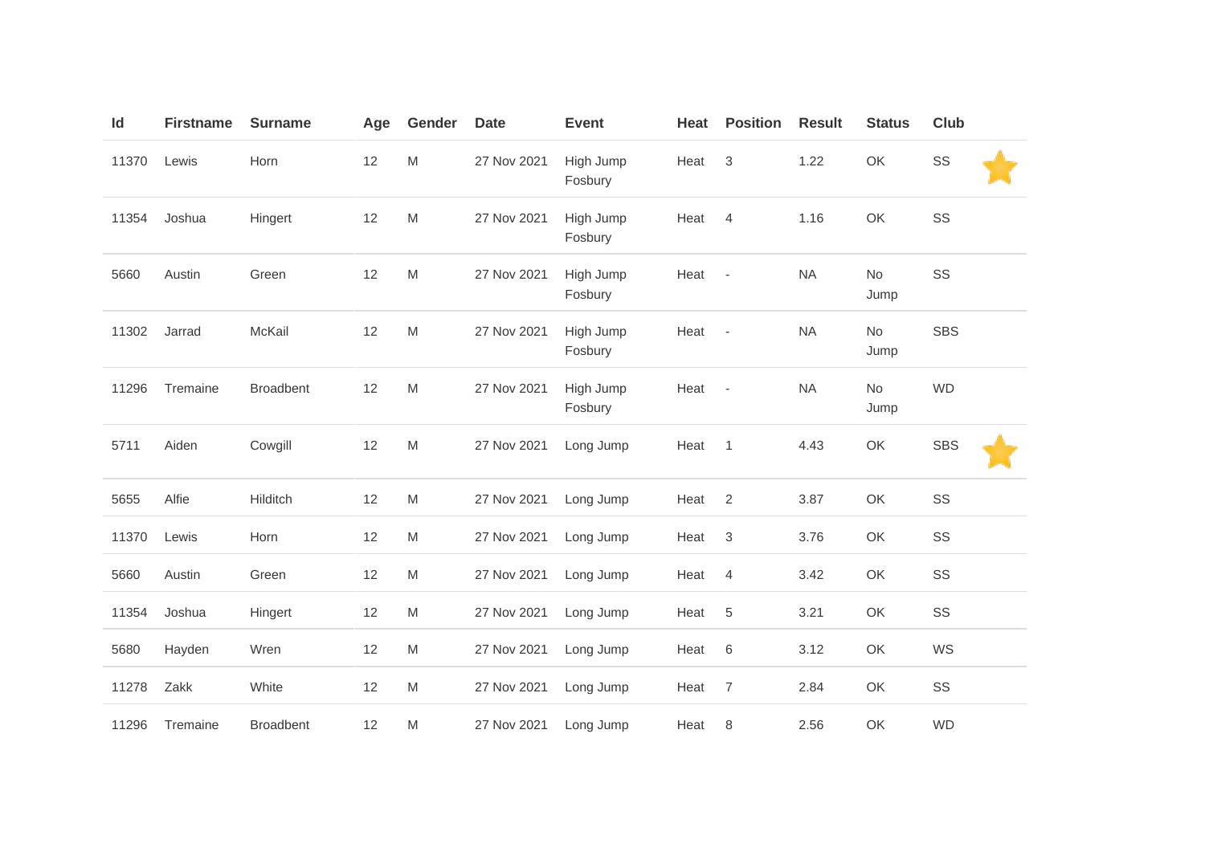| Id | Firstname | Surname | Age | Gender | Date | Event | Heat | Position | Result | Status | Club | |
|---|---|---|---|---|---|---|---|---|---|---|---|---|
| 11370 | Lewis | Horn | 12 | M | 27 Nov 2021 | High Jump Fosbury | Heat | 3 | 1.22 | OK | SS | ⭐ |
| 11354 | Joshua | Hingert | 12 | M | 27 Nov 2021 | High Jump Fosbury | Heat | 4 | 1.16 | OK | SS | |
| 5660 | Austin | Green | 12 | M | 27 Nov 2021 | High Jump Fosbury | Heat | - | NA | No Jump | SS | |
| 11302 | Jarrad | McKail | 12 | M | 27 Nov 2021 | High Jump Fosbury | Heat | - | NA | No Jump | SBS | |
| 11296 | Tremaine | Broadbent | 12 | M | 27 Nov 2021 | High Jump Fosbury | Heat | - | NA | No Jump | WD | |
| 5711 | Aiden | Cowgill | 12 | M | 27 Nov 2021 | Long Jump | Heat | 1 | 4.43 | OK | SBS | ⭐ |
| 5655 | Alfie | Hilditch | 12 | M | 27 Nov 2021 | Long Jump | Heat | 2 | 3.87 | OK | SS | |
| 11370 | Lewis | Horn | 12 | M | 27 Nov 2021 | Long Jump | Heat | 3 | 3.76 | OK | SS | |
| 5660 | Austin | Green | 12 | M | 27 Nov 2021 | Long Jump | Heat | 4 | 3.42 | OK | SS | |
| 11354 | Joshua | Hingert | 12 | M | 27 Nov 2021 | Long Jump | Heat | 5 | 3.21 | OK | SS | |
| 5680 | Hayden | Wren | 12 | M | 27 Nov 2021 | Long Jump | Heat | 6 | 3.12 | OK | WS | |
| 11278 | Zakk | White | 12 | M | 27 Nov 2021 | Long Jump | Heat | 7 | 2.84 | OK | SS | |
| 11296 | Tremaine | Broadbent | 12 | M | 27 Nov 2021 | Long Jump | Heat | 8 | 2.56 | OK | WD | |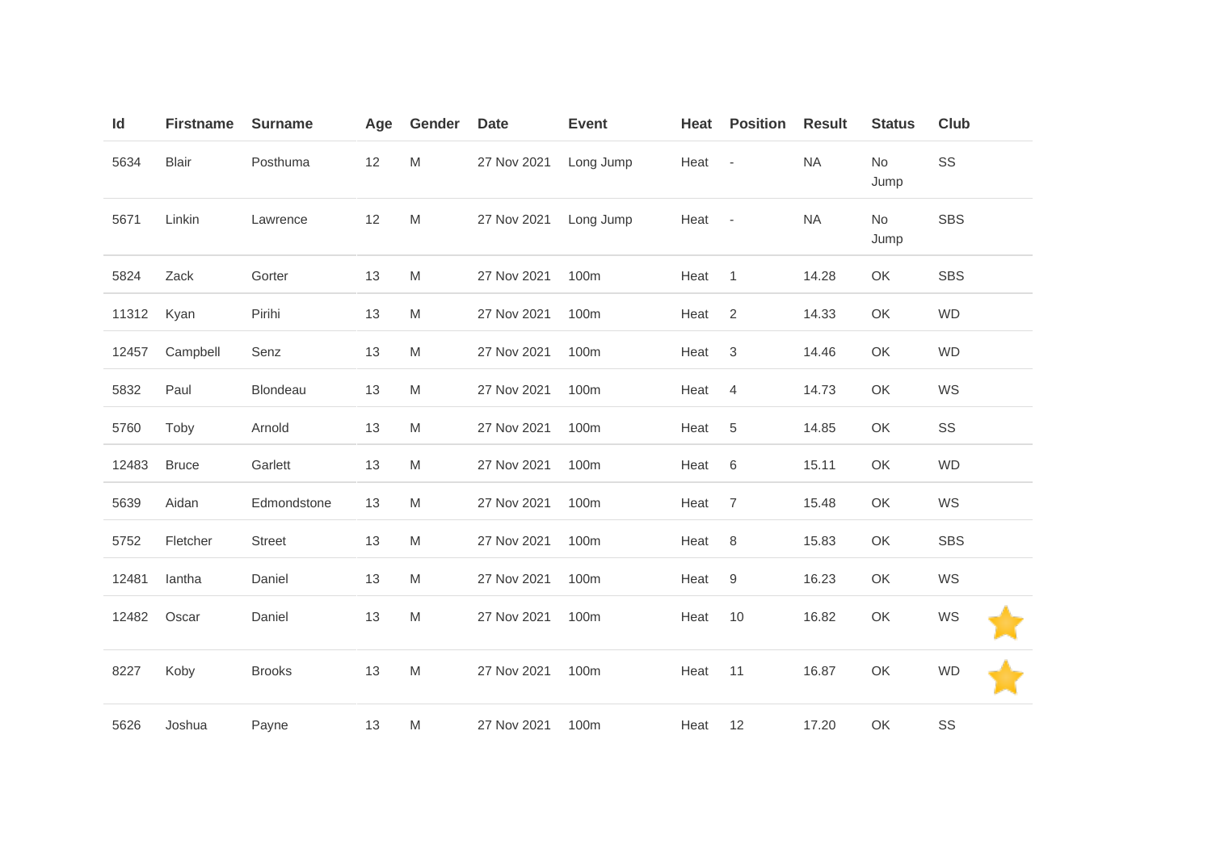| Id | Firstname | Surname | Age | Gender | Date | Event | Heat | Position | Result | Status | Club | |
|---|---|---|---|---|---|---|---|---|---|---|---|---|
| 5634 | Blair | Posthuma | 12 | M | 27 Nov 2021 | Long Jump | Heat | - | NA | No Jump | SS | |
| 5671 | Linkin | Lawrence | 12 | M | 27 Nov 2021 | Long Jump | Heat | - | NA | No Jump | SBS | |
| 5824 | Zack | Gorter | 13 | M | 27 Nov 2021 | 100m | Heat | 1 | 14.28 | OK | SBS | |
| 11312 | Kyan | Pirihi | 13 | M | 27 Nov 2021 | 100m | Heat | 2 | 14.33 | OK | WD | |
| 12457 | Campbell | Senz | 13 | M | 27 Nov 2021 | 100m | Heat | 3 | 14.46 | OK | WD | |
| 5832 | Paul | Blondeau | 13 | M | 27 Nov 2021 | 100m | Heat | 4 | 14.73 | OK | WS | |
| 5760 | Toby | Arnold | 13 | M | 27 Nov 2021 | 100m | Heat | 5 | 14.85 | OK | SS | |
| 12483 | Bruce | Garlett | 13 | M | 27 Nov 2021 | 100m | Heat | 6 | 15.11 | OK | WD | |
| 5639 | Aidan | Edmondstone | 13 | M | 27 Nov 2021 | 100m | Heat | 7 | 15.48 | OK | WS | |
| 5752 | Fletcher | Street | 13 | M | 27 Nov 2021 | 100m | Heat | 8 | 15.83 | OK | SBS | |
| 12481 | Iantha | Daniel | 13 | M | 27 Nov 2021 | 100m | Heat | 9 | 16.23 | OK | WS | |
| 12482 | Oscar | Daniel | 13 | M | 27 Nov 2021 | 100m | Heat | 10 | 16.82 | OK | WS | ⭐ |
| 8227 | Koby | Brooks | 13 | M | 27 Nov 2021 | 100m | Heat | 11 | 16.87 | OK | WD | ⭐ |
| 5626 | Joshua | Payne | 13 | M | 27 Nov 2021 | 100m | Heat | 12 | 17.20 | OK | SS | |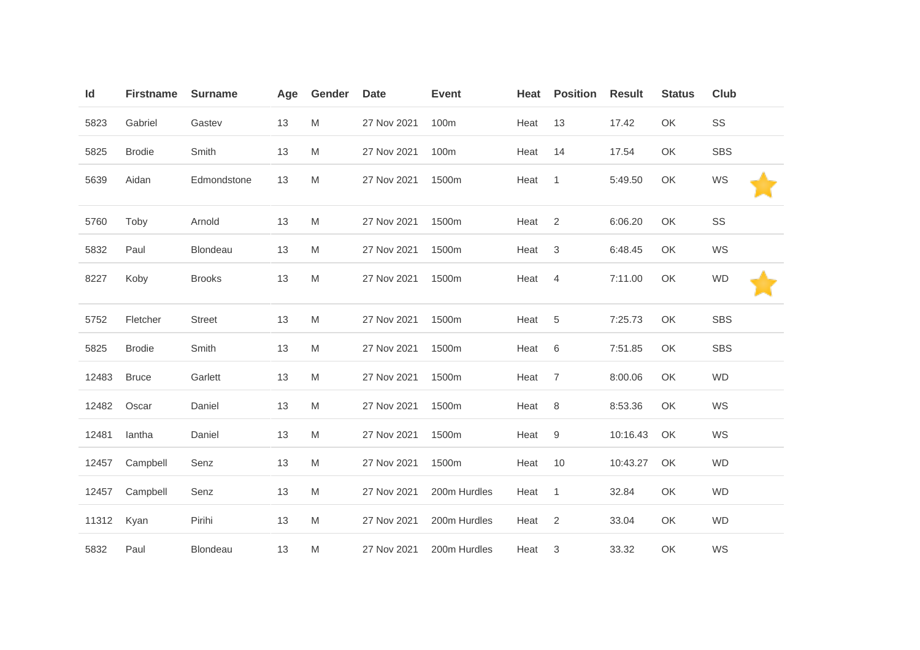| Id | Firstname | Surname | Age | Gender | Date | Event | Heat | Position | Result | Status | Club | |
|---|---|---|---|---|---|---|---|---|---|---|---|---|
| 5823 | Gabriel | Gastev | 13 | M | 27 Nov 2021 | 100m | Heat | 13 | 17.42 | OK | SS | |
| 5825 | Brodie | Smith | 13 | M | 27 Nov 2021 | 100m | Heat | 14 | 17.54 | OK | SBS | |
| 5639 | Aidan | Edmondstone | 13 | M | 27 Nov 2021 | 1500m | Heat | 1 | 5:49.50 | OK | WS | ⭐ |
| 5760 | Toby | Arnold | 13 | M | 27 Nov 2021 | 1500m | Heat | 2 | 6:06.20 | OK | SS | |
| 5832 | Paul | Blondeau | 13 | M | 27 Nov 2021 | 1500m | Heat | 3 | 6:48.45 | OK | WS | |
| 8227 | Koby | Brooks | 13 | M | 27 Nov 2021 | 1500m | Heat | 4 | 7:11.00 | OK | WD | ⭐ |
| 5752 | Fletcher | Street | 13 | M | 27 Nov 2021 | 1500m | Heat | 5 | 7:25.73 | OK | SBS | |
| 5825 | Brodie | Smith | 13 | M | 27 Nov 2021 | 1500m | Heat | 6 | 7:51.85 | OK | SBS | |
| 12483 | Bruce | Garlett | 13 | M | 27 Nov 2021 | 1500m | Heat | 7 | 8:00.06 | OK | WD | |
| 12482 | Oscar | Daniel | 13 | M | 27 Nov 2021 | 1500m | Heat | 8 | 8:53.36 | OK | WS | |
| 12481 | Iantha | Daniel | 13 | M | 27 Nov 2021 | 1500m | Heat | 9 | 10:16.43 | OK | WS | |
| 12457 | Campbell | Senz | 13 | M | 27 Nov 2021 | 1500m | Heat | 10 | 10:43.27 | OK | WD | |
| 12457 | Campbell | Senz | 13 | M | 27 Nov 2021 | 200m Hurdles | Heat | 1 | 32.84 | OK | WD | |
| 11312 | Kyan | Pirihi | 13 | M | 27 Nov 2021 | 200m Hurdles | Heat | 2 | 33.04 | OK | WD | |
| 5832 | Paul | Blondeau | 13 | M | 27 Nov 2021 | 200m Hurdles | Heat | 3 | 33.32 | OK | WS | |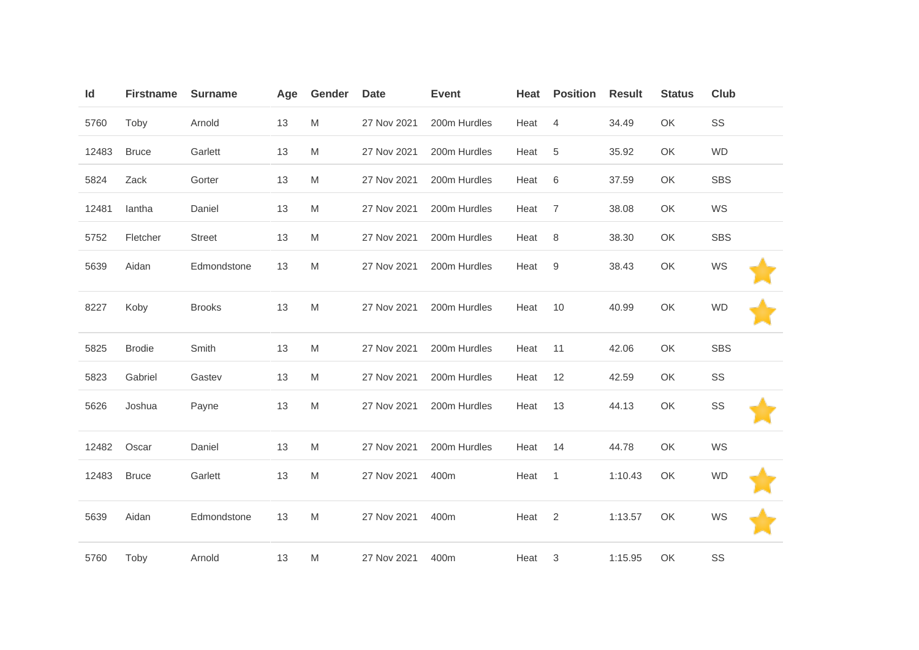| Id | Firstname | Surname | Age | Gender | Date | Event | Heat | Position | Result | Status | Club | |
|---|---|---|---|---|---|---|---|---|---|---|---|---|
| 5760 | Toby | Arnold | 13 | M | 27 Nov 2021 | 200m Hurdles | Heat | 4 | 34.49 | OK | SS | |
| 12483 | Bruce | Garlett | 13 | M | 27 Nov 2021 | 200m Hurdles | Heat | 5 | 35.92 | OK | WD | |
| 5824 | Zack | Gorter | 13 | M | 27 Nov 2021 | 200m Hurdles | Heat | 6 | 37.59 | OK | SBS | |
| 12481 | Iantha | Daniel | 13 | M | 27 Nov 2021 | 200m Hurdles | Heat | 7 | 38.08 | OK | WS | |
| 5752 | Fletcher | Street | 13 | M | 27 Nov 2021 | 200m Hurdles | Heat | 8 | 38.30 | OK | SBS | |
| 5639 | Aidan | Edmondstone | 13 | M | 27 Nov 2021 | 200m Hurdles | Heat | 9 | 38.43 | OK | WS | ⭐ |
| 8227 | Koby | Brooks | 13 | M | 27 Nov 2021 | 200m Hurdles | Heat | 10 | 40.99 | OK | WD | ⭐ |
| 5825 | Brodie | Smith | 13 | M | 27 Nov 2021 | 200m Hurdles | Heat | 11 | 42.06 | OK | SBS | |
| 5823 | Gabriel | Gastev | 13 | M | 27 Nov 2021 | 200m Hurdles | Heat | 12 | 42.59 | OK | SS | |
| 5626 | Joshua | Payne | 13 | M | 27 Nov 2021 | 200m Hurdles | Heat | 13 | 44.13 | OK | SS | ⭐ |
| 12482 | Oscar | Daniel | 13 | M | 27 Nov 2021 | 200m Hurdles | Heat | 14 | 44.78 | OK | WS | |
| 12483 | Bruce | Garlett | 13 | M | 27 Nov 2021 | 400m | Heat | 1 | 1:10.43 | OK | WD | ⭐ |
| 5639 | Aidan | Edmondstone | 13 | M | 27 Nov 2021 | 400m | Heat | 2 | 1:13.57 | OK | WS | ⭐ |
| 5760 | Toby | Arnold | 13 | M | 27 Nov 2021 | 400m | Heat | 3 | 1:15.95 | OK | SS | |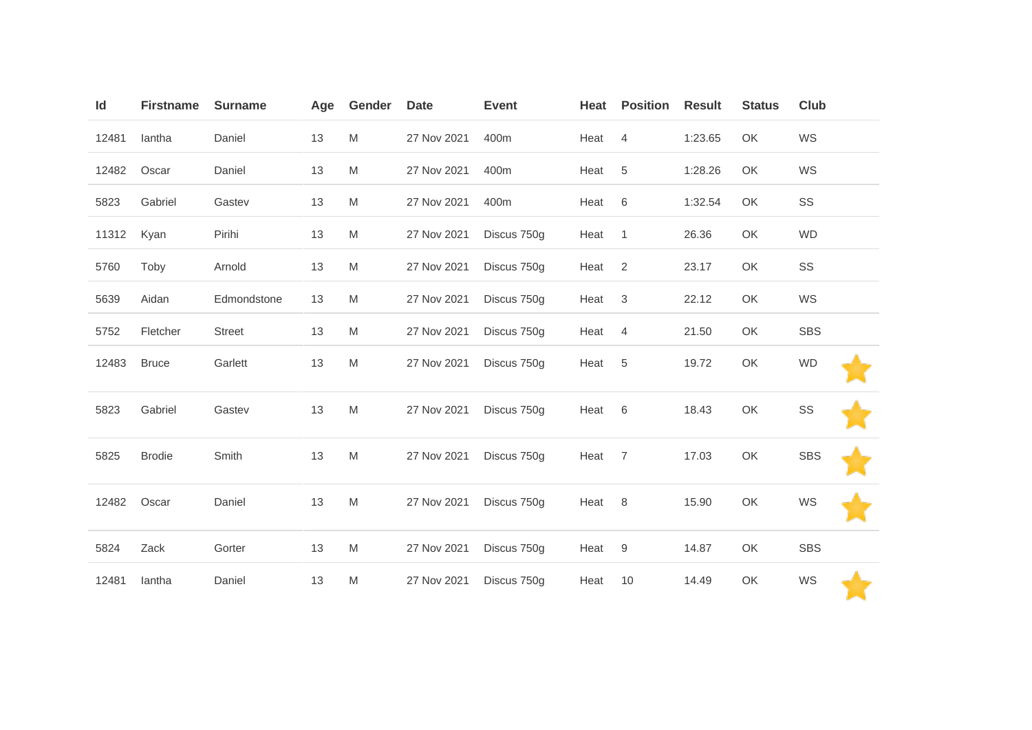| Id | Firstname | Surname | Age | Gender | Date | Event | Heat | Position | Result | Status | Club | |
|---|---|---|---|---|---|---|---|---|---|---|---|---|
| 12481 | Iantha | Daniel | 13 | M | 27 Nov 2021 | 400m | Heat | 4 | 1:23.65 | OK | WS | |
| 12482 | Oscar | Daniel | 13 | M | 27 Nov 2021 | 400m | Heat | 5 | 1:28.26 | OK | WS | |
| 5823 | Gabriel | Gastev | 13 | M | 27 Nov 2021 | 400m | Heat | 6 | 1:32.54 | OK | SS | |
| 11312 | Kyan | Pirihi | 13 | M | 27 Nov 2021 | Discus 750g | Heat | 1 | 26.36 | OK | WD | |
| 5760 | Toby | Arnold | 13 | M | 27 Nov 2021 | Discus 750g | Heat | 2 | 23.17 | OK | SS | |
| 5639 | Aidan | Edmondstone | 13 | M | 27 Nov 2021 | Discus 750g | Heat | 3 | 22.12 | OK | WS | |
| 5752 | Fletcher | Street | 13 | M | 27 Nov 2021 | Discus 750g | Heat | 4 | 21.50 | OK | SBS | |
| 12483 | Bruce | Garlett | 13 | M | 27 Nov 2021 | Discus 750g | Heat | 5 | 19.72 | OK | WD | ⭐ |
| 5823 | Gabriel | Gastev | 13 | M | 27 Nov 2021 | Discus 750g | Heat | 6 | 18.43 | OK | SS | ⭐ |
| 5825 | Brodie | Smith | 13 | M | 27 Nov 2021 | Discus 750g | Heat | 7 | 17.03 | OK | SBS | ⭐ |
| 12482 | Oscar | Daniel | 13 | M | 27 Nov 2021 | Discus 750g | Heat | 8 | 15.90 | OK | WS | ⭐ |
| 5824 | Zack | Gorter | 13 | M | 27 Nov 2021 | Discus 750g | Heat | 9 | 14.87 | OK | SBS | |
| 12481 | Iantha | Daniel | 13 | M | 27 Nov 2021 | Discus 750g | Heat | 10 | 14.49 | OK | WS | ⭐ |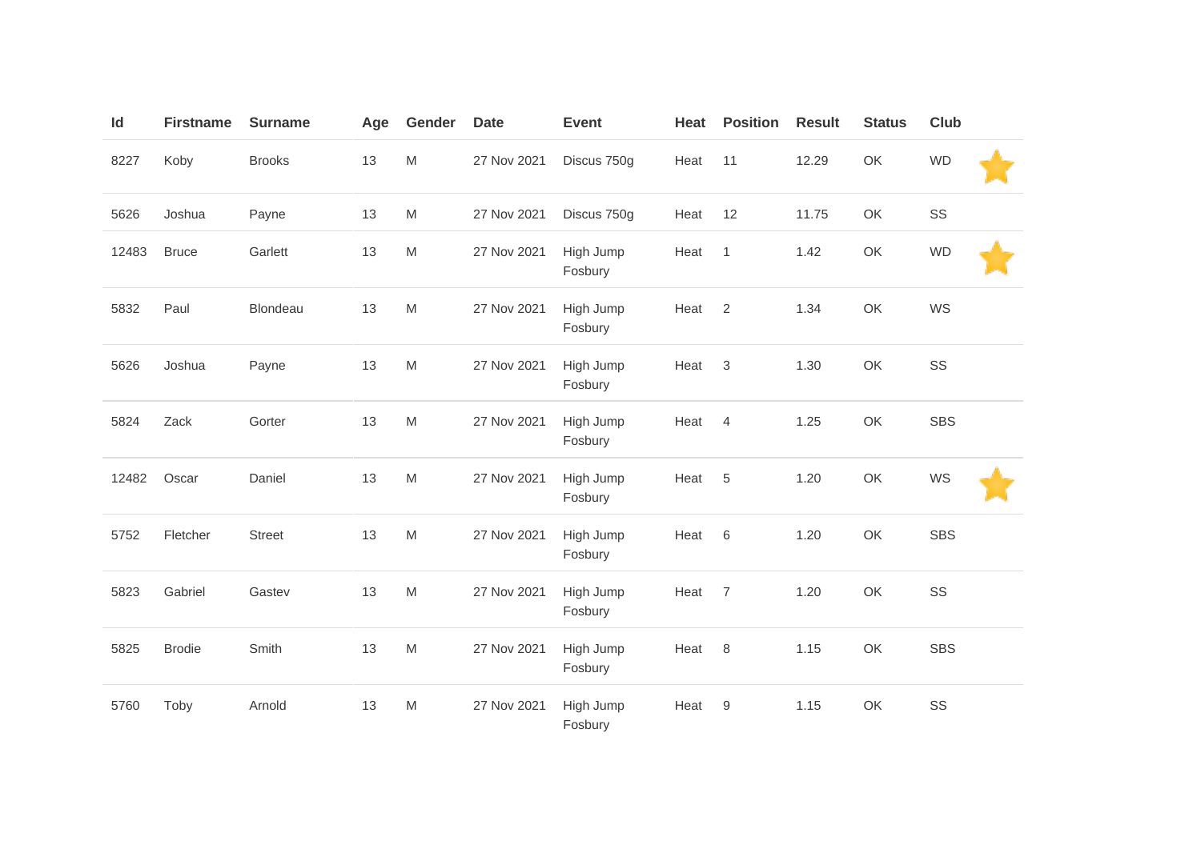| Id | Firstname | Surname | Age | Gender | Date | Event | Heat | Position | Result | Status | Club | |
|---|---|---|---|---|---|---|---|---|---|---|---|---|
| 8227 | Koby | Brooks | 13 | M | 27 Nov 2021 | Discus 750g | Heat | 11 | 12.29 | OK | WD | ⭐ |
| 5626 | Joshua | Payne | 13 | M | 27 Nov 2021 | Discus 750g | Heat | 12 | 11.75 | OK | SS | |
| 12483 | Bruce | Garlett | 13 | M | 27 Nov 2021 | High Jump Fosbury | Heat | 1 | 1.42 | OK | WD | ⭐ |
| 5832 | Paul | Blondeau | 13 | M | 27 Nov 2021 | High Jump Fosbury | Heat | 2 | 1.34 | OK | WS | |
| 5626 | Joshua | Payne | 13 | M | 27 Nov 2021 | High Jump Fosbury | Heat | 3 | 1.30 | OK | SS | |
| 5824 | Zack | Gorter | 13 | M | 27 Nov 2021 | High Jump Fosbury | Heat | 4 | 1.25 | OK | SBS | |
| 12482 | Oscar | Daniel | 13 | M | 27 Nov 2021 | High Jump Fosbury | Heat | 5 | 1.20 | OK | WS | ⭐ |
| 5752 | Fletcher | Street | 13 | M | 27 Nov 2021 | High Jump Fosbury | Heat | 6 | 1.20 | OK | SBS | |
| 5823 | Gabriel | Gastev | 13 | M | 27 Nov 2021 | High Jump Fosbury | Heat | 7 | 1.20 | OK | SS | |
| 5825 | Brodie | Smith | 13 | M | 27 Nov 2021 | High Jump Fosbury | Heat | 8 | 1.15 | OK | SBS | |
| 5760 | Toby | Arnold | 13 | M | 27 Nov 2021 | High Jump Fosbury | Heat | 9 | 1.15 | OK | SS | |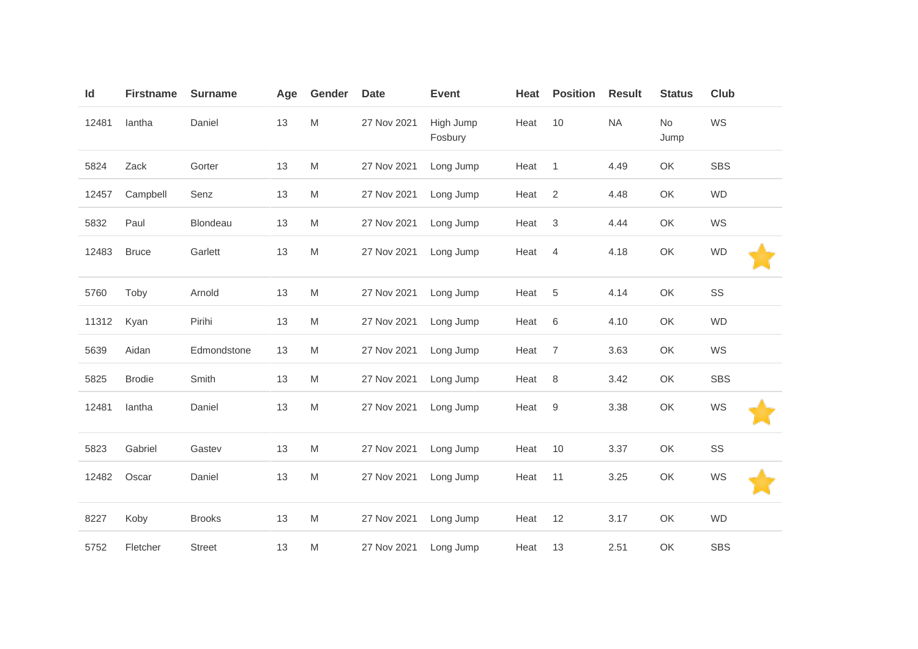| Id | Firstname | Surname | Age | Gender | Date | Event | Heat | Position | Result | Status | Club | |
|---|---|---|---|---|---|---|---|---|---|---|---|---|
| 12481 | Iantha | Daniel | 13 | M | 27 Nov 2021 | High Jump Fosbury | Heat | 10 | NA | No Jump | WS | |
| 5824 | Zack | Gorter | 13 | M | 27 Nov 2021 | Long Jump | Heat | 1 | 4.49 | OK | SBS | |
| 12457 | Campbell | Senz | 13 | M | 27 Nov 2021 | Long Jump | Heat | 2 | 4.48 | OK | WD | |
| 5832 | Paul | Blondeau | 13 | M | 27 Nov 2021 | Long Jump | Heat | 3 | 4.44 | OK | WS | |
| 12483 | Bruce | Garlett | 13 | M | 27 Nov 2021 | Long Jump | Heat | 4 | 4.18 | OK | WD | ⭐ |
| 5760 | Toby | Arnold | 13 | M | 27 Nov 2021 | Long Jump | Heat | 5 | 4.14 | OK | SS | |
| 11312 | Kyan | Pirihi | 13 | M | 27 Nov 2021 | Long Jump | Heat | 6 | 4.10 | OK | WD | |
| 5639 | Aidan | Edmondstone | 13 | M | 27 Nov 2021 | Long Jump | Heat | 7 | 3.63 | OK | WS | |
| 5825 | Brodie | Smith | 13 | M | 27 Nov 2021 | Long Jump | Heat | 8 | 3.42 | OK | SBS | |
| 12481 | Iantha | Daniel | 13 | M | 27 Nov 2021 | Long Jump | Heat | 9 | 3.38 | OK | WS | ⭐ |
| 5823 | Gabriel | Gastev | 13 | M | 27 Nov 2021 | Long Jump | Heat | 10 | 3.37 | OK | SS | |
| 12482 | Oscar | Daniel | 13 | M | 27 Nov 2021 | Long Jump | Heat | 11 | 3.25 | OK | WS | ⭐ |
| 8227 | Koby | Brooks | 13 | M | 27 Nov 2021 | Long Jump | Heat | 12 | 3.17 | OK | WD | |
| 5752 | Fletcher | Street | 13 | M | 27 Nov 2021 | Long Jump | Heat | 13 | 2.51 | OK | SBS | |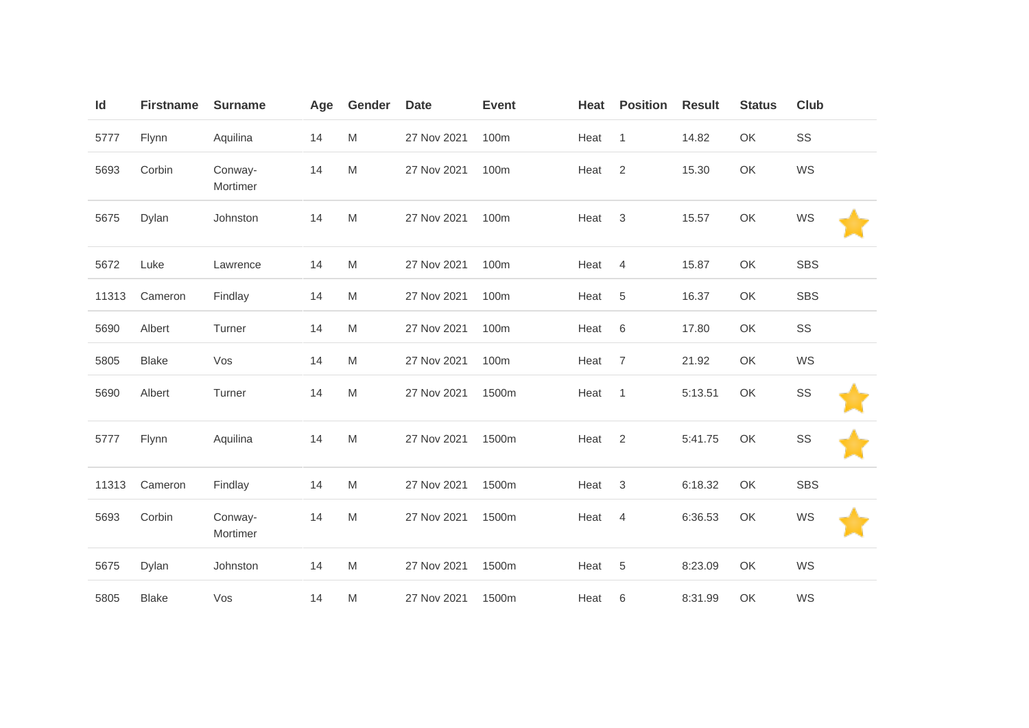| Id | Firstname | Surname | Age | Gender | Date | Event | Heat | Position | Result | Status | Club | |
|---|---|---|---|---|---|---|---|---|---|---|---|---|
| 5777 | Flynn | Aquilina | 14 | M | 27 Nov 2021 | 100m | Heat | 1 | 14.82 | OK | SS | |
| 5693 | Corbin | Conway-Mortimer | 14 | M | 27 Nov 2021 | 100m | Heat | 2 | 15.30 | OK | WS | |
| 5675 | Dylan | Johnston | 14 | M | 27 Nov 2021 | 100m | Heat | 3 | 15.57 | OK | WS | ⭐ |
| 5672 | Luke | Lawrence | 14 | M | 27 Nov 2021 | 100m | Heat | 4 | 15.87 | OK | SBS | |
| 11313 | Cameron | Findlay | 14 | M | 27 Nov 2021 | 100m | Heat | 5 | 16.37 | OK | SBS | |
| 5690 | Albert | Turner | 14 | M | 27 Nov 2021 | 100m | Heat | 6 | 17.80 | OK | SS | |
| 5805 | Blake | Vos | 14 | M | 27 Nov 2021 | 100m | Heat | 7 | 21.92 | OK | WS | |
| 5690 | Albert | Turner | 14 | M | 27 Nov 2021 | 1500m | Heat | 1 | 5:13.51 | OK | SS | ⭐ |
| 5777 | Flynn | Aquilina | 14 | M | 27 Nov 2021 | 1500m | Heat | 2 | 5:41.75 | OK | SS | ⭐ |
| 11313 | Cameron | Findlay | 14 | M | 27 Nov 2021 | 1500m | Heat | 3 | 6:18.32 | OK | SBS | |
| 5693 | Corbin | Conway-Mortimer | 14 | M | 27 Nov 2021 | 1500m | Heat | 4 | 6:36.53 | OK | WS | ⭐ |
| 5675 | Dylan | Johnston | 14 | M | 27 Nov 2021 | 1500m | Heat | 5 | 8:23.09 | OK | WS | |
| 5805 | Blake | Vos | 14 | M | 27 Nov 2021 | 1500m | Heat | 6 | 8:31.99 | OK | WS | |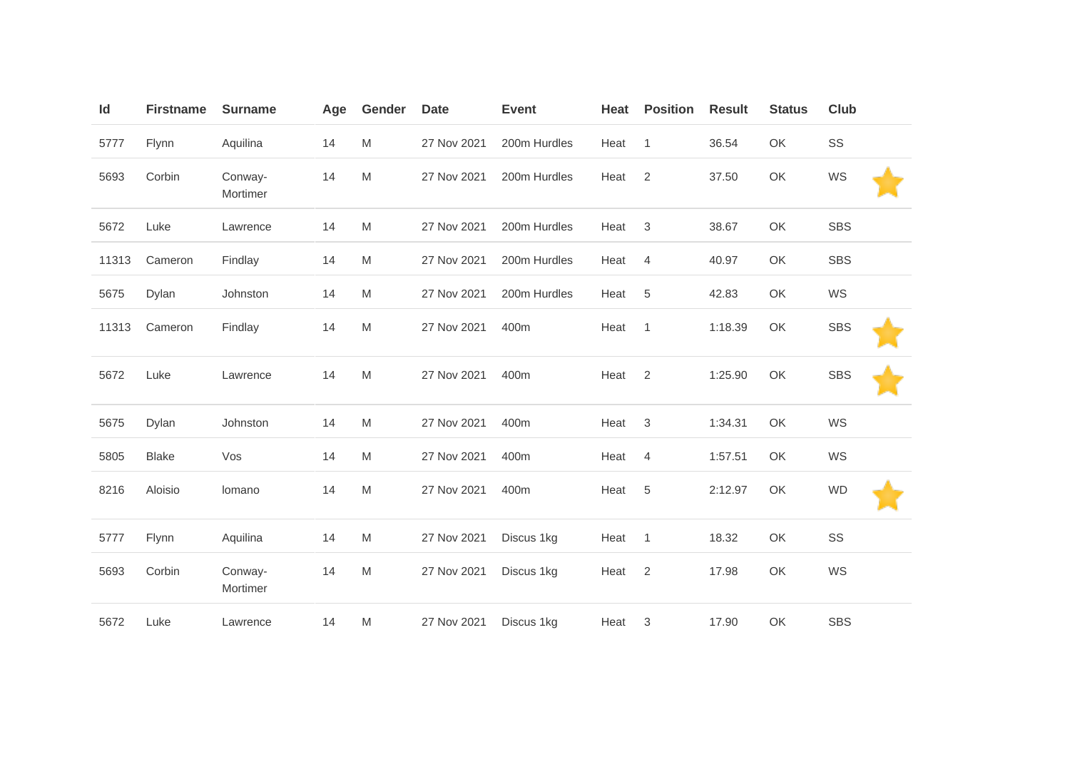| Id | Firstname | Surname | Age | Gender | Date | Event | Heat | Position | Result | Status | Club | |
|---|---|---|---|---|---|---|---|---|---|---|---|---|
| 5777 | Flynn | Aquilina | 14 | M | 27 Nov 2021 | 200m Hurdles | Heat | 1 | 36.54 | OK | SS | |
| 5693 | Corbin | Conway-Mortimer | 14 | M | 27 Nov 2021 | 200m Hurdles | Heat | 2 | 37.50 | OK | WS | ⭐ |
| 5672 | Luke | Lawrence | 14 | M | 27 Nov 2021 | 200m Hurdles | Heat | 3 | 38.67 | OK | SBS | |
| 11313 | Cameron | Findlay | 14 | M | 27 Nov 2021 | 200m Hurdles | Heat | 4 | 40.97 | OK | SBS | |
| 5675 | Dylan | Johnston | 14 | M | 27 Nov 2021 | 200m Hurdles | Heat | 5 | 42.83 | OK | WS | |
| 11313 | Cameron | Findlay | 14 | M | 27 Nov 2021 | 400m | Heat | 1 | 1:18.39 | OK | SBS | ⭐ |
| 5672 | Luke | Lawrence | 14 | M | 27 Nov 2021 | 400m | Heat | 2 | 1:25.90 | OK | SBS | ⭐ |
| 5675 | Dylan | Johnston | 14 | M | 27 Nov 2021 | 400m | Heat | 3 | 1:34.31 | OK | WS | |
| 5805 | Blake | Vos | 14 | M | 27 Nov 2021 | 400m | Heat | 4 | 1:57.51 | OK | WS | |
| 8216 | Aloisio | lomano | 14 | M | 27 Nov 2021 | 400m | Heat | 5 | 2:12.97 | OK | WD | ⭐ |
| 5777 | Flynn | Aquilina | 14 | M | 27 Nov 2021 | Discus 1kg | Heat | 1 | 18.32 | OK | SS | |
| 5693 | Corbin | Conway-Mortimer | 14 | M | 27 Nov 2021 | Discus 1kg | Heat | 2 | 17.98 | OK | WS | |
| 5672 | Luke | Lawrence | 14 | M | 27 Nov 2021 | Discus 1kg | Heat | 3 | 17.90 | OK | SBS | |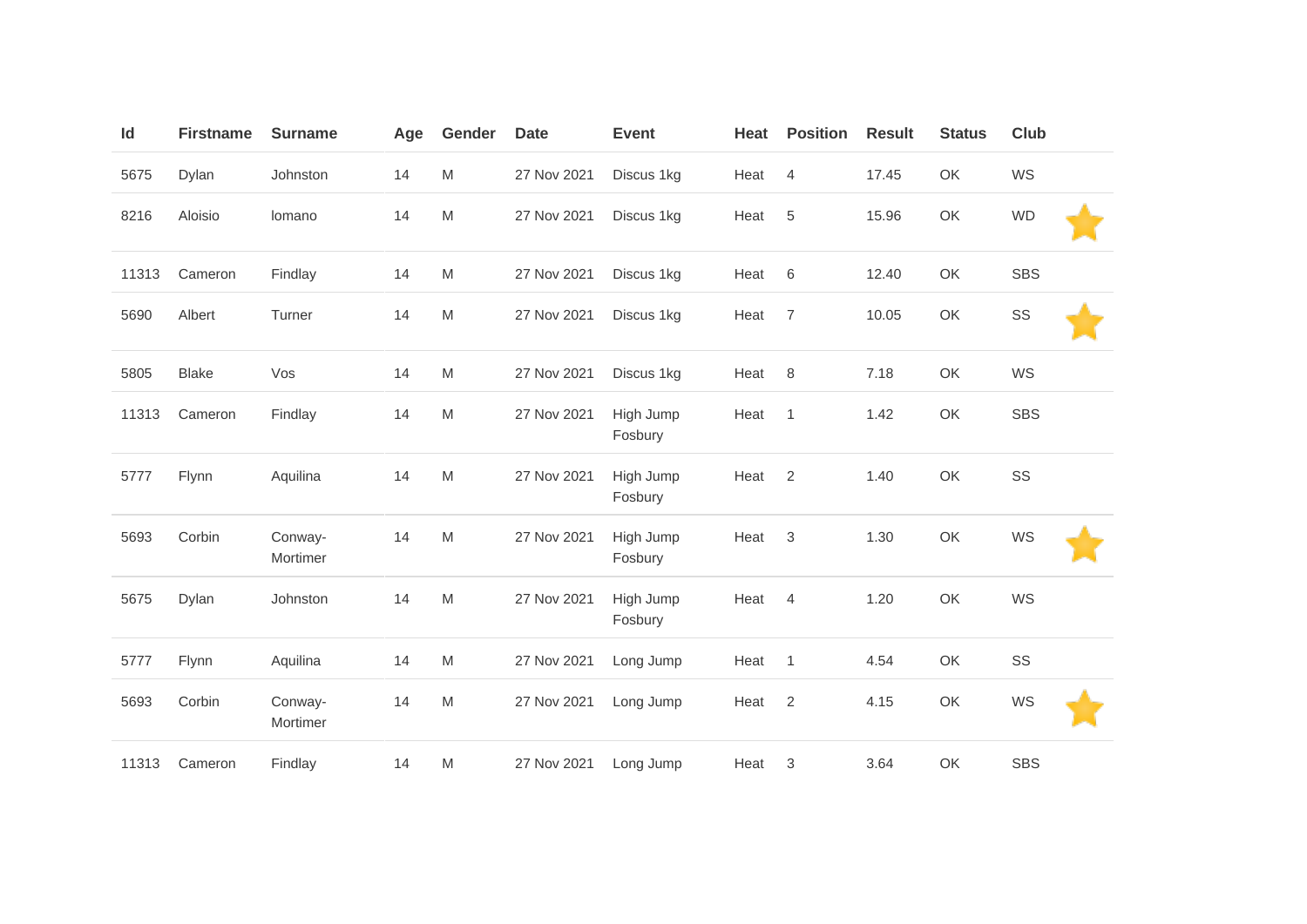| Id | Firstname | Surname | Age | Gender | Date | Event | Heat | Position | Result | Status | Club | |
|---|---|---|---|---|---|---|---|---|---|---|---|---|
| 5675 | Dylan | Johnston | 14 | M | 27 Nov 2021 | Discus 1kg | Heat | 4 | 17.45 | OK | WS | |
| 8216 | Aloisio | lomano | 14 | M | 27 Nov 2021 | Discus 1kg | Heat | 5 | 15.96 | OK | WD | ⭐ |
| 11313 | Cameron | Findlay | 14 | M | 27 Nov 2021 | Discus 1kg | Heat | 6 | 12.40 | OK | SBS | |
| 5690 | Albert | Turner | 14 | M | 27 Nov 2021 | Discus 1kg | Heat | 7 | 10.05 | OK | SS | ⭐ |
| 5805 | Blake | Vos | 14 | M | 27 Nov 2021 | Discus 1kg | Heat | 8 | 7.18 | OK | WS | |
| 11313 | Cameron | Findlay | 14 | M | 27 Nov 2021 | High Jump Fosbury | Heat | 1 | 1.42 | OK | SBS | |
| 5777 | Flynn | Aquilina | 14 | M | 27 Nov 2021 | High Jump Fosbury | Heat | 2 | 1.40 | OK | SS | |
| 5693 | Corbin | Conway-Mortimer | 14 | M | 27 Nov 2021 | High Jump Fosbury | Heat | 3 | 1.30 | OK | WS | ⭐ |
| 5675 | Dylan | Johnston | 14 | M | 27 Nov 2021 | High Jump Fosbury | Heat | 4 | 1.20 | OK | WS | |
| 5777 | Flynn | Aquilina | 14 | M | 27 Nov 2021 | Long Jump | Heat | 1 | 4.54 | OK | SS | |
| 5693 | Corbin | Conway-Mortimer | 14 | M | 27 Nov 2021 | Long Jump | Heat | 2 | 4.15 | OK | WS | ⭐ |
| 11313 | Cameron | Findlay | 14 | M | 27 Nov 2021 | Long Jump | Heat | 3 | 3.64 | OK | SBS | |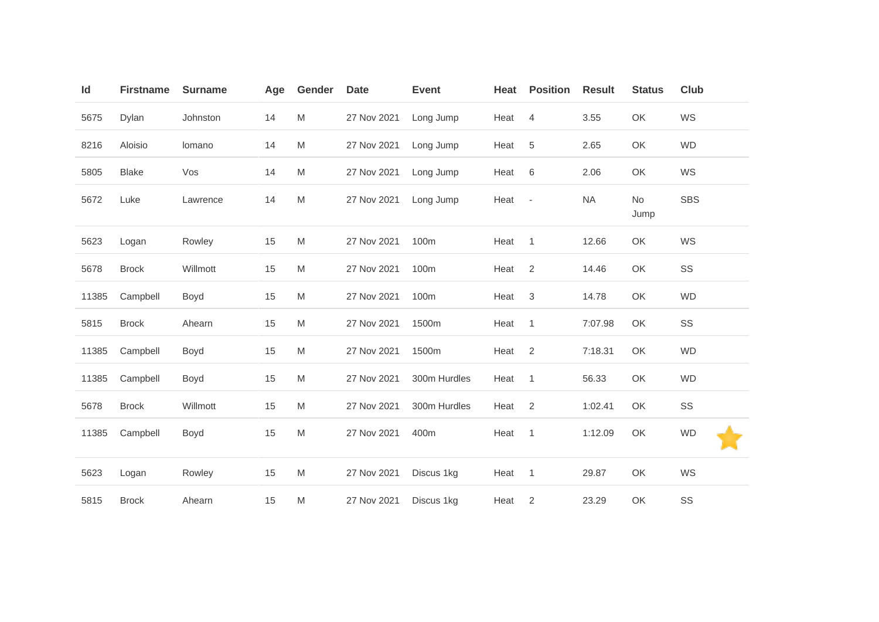| Id | Firstname | Surname | Age | Gender | Date | Event | Heat | Position | Result | Status | Club |
|---|---|---|---|---|---|---|---|---|---|---|---|
| 5675 | Dylan | Johnston | 14 | M | 27 Nov 2021 | Long Jump | Heat | 4 | 3.55 | OK | WS |
| 8216 | Aloisio | lomano | 14 | M | 27 Nov 2021 | Long Jump | Heat | 5 | 2.65 | OK | WD |
| 5805 | Blake | Vos | 14 | M | 27 Nov 2021 | Long Jump | Heat | 6 | 2.06 | OK | WS |
| 5672 | Luke | Lawrence | 14 | M | 27 Nov 2021 | Long Jump | Heat | - | NA | No Jump | SBS |
| 5623 | Logan | Rowley | 15 | M | 27 Nov 2021 | 100m | Heat | 1 | 12.66 | OK | WS |
| 5678 | Brock | Willmott | 15 | M | 27 Nov 2021 | 100m | Heat | 2 | 14.46 | OK | SS |
| 11385 | Campbell | Boyd | 15 | M | 27 Nov 2021 | 100m | Heat | 3 | 14.78 | OK | WD |
| 5815 | Brock | Ahearn | 15 | M | 27 Nov 2021 | 1500m | Heat | 1 | 7:07.98 | OK | SS |
| 11385 | Campbell | Boyd | 15 | M | 27 Nov 2021 | 1500m | Heat | 2 | 7:18.31 | OK | WD |
| 11385 | Campbell | Boyd | 15 | M | 27 Nov 2021 | 300m Hurdles | Heat | 1 | 56.33 | OK | WD |
| 5678 | Brock | Willmott | 15 | M | 27 Nov 2021 | 300m Hurdles | Heat | 2 | 1:02.41 | OK | SS |
| 11385 | Campbell | Boyd | 15 | M | 27 Nov 2021 | 400m | Heat | 1 | 1:12.09 | OK | WD |
| 5623 | Logan | Rowley | 15 | M | 27 Nov 2021 | Discus 1kg | Heat | 1 | 29.87 | OK | WS |
| 5815 | Brock | Ahearn | 15 | M | 27 Nov 2021 | Discus 1kg | Heat | 2 | 23.29 | OK | SS |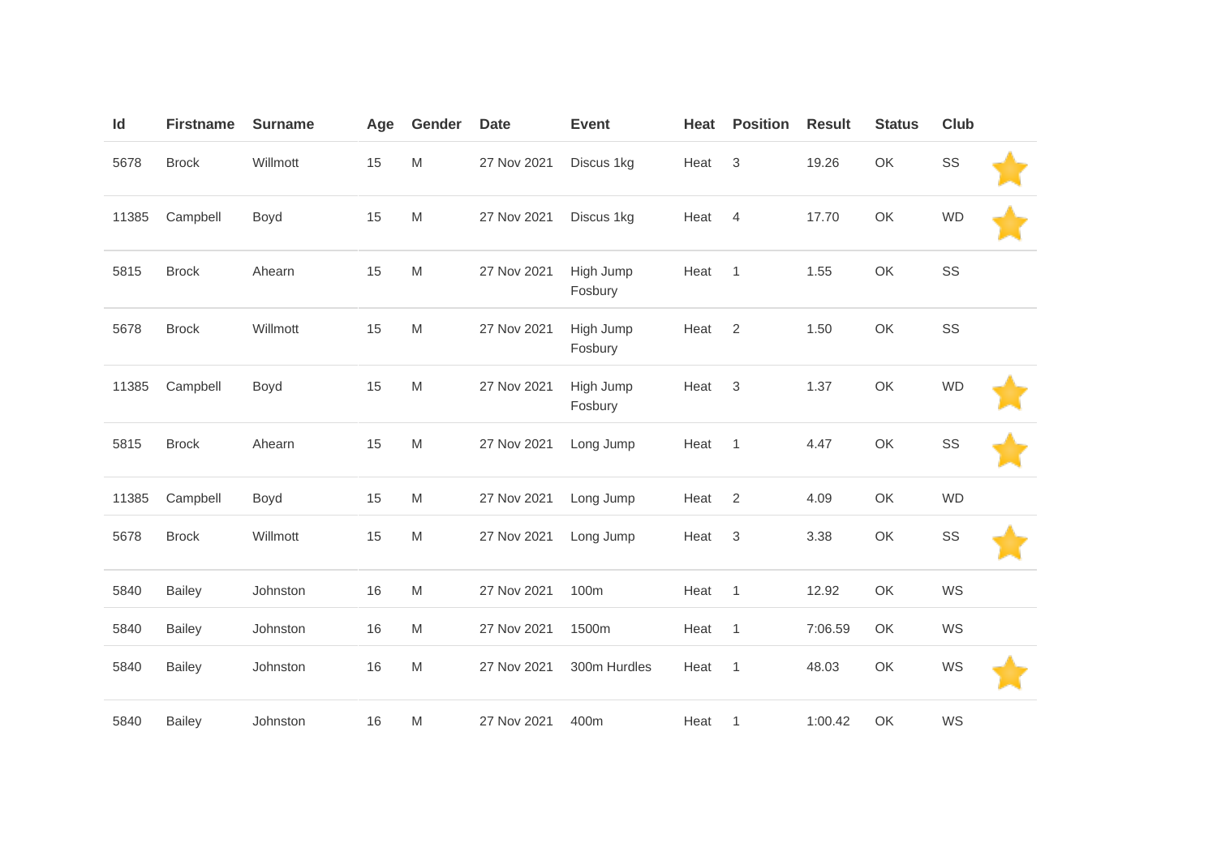| Id | Firstname | Surname | Age | Gender | Date | Event | Heat | Position | Result | Status | Club | |
|---|---|---|---|---|---|---|---|---|---|---|---|---|
| 5678 | Brock | Willmott | 15 | M | 27 Nov 2021 | Discus 1kg | Heat | 3 | 19.26 | OK | SS | ⭐ |
| 11385 | Campbell | Boyd | 15 | M | 27 Nov 2021 | Discus 1kg | Heat | 4 | 17.70 | OK | WD | ⭐ |
| 5815 | Brock | Ahearn | 15 | M | 27 Nov 2021 | High Jump Fosbury | Heat | 1 | 1.55 | OK | SS | |
| 5678 | Brock | Willmott | 15 | M | 27 Nov 2021 | High Jump Fosbury | Heat | 2 | 1.50 | OK | SS | |
| 11385 | Campbell | Boyd | 15 | M | 27 Nov 2021 | High Jump Fosbury | Heat | 3 | 1.37 | OK | WD | ⭐ |
| 5815 | Brock | Ahearn | 15 | M | 27 Nov 2021 | Long Jump | Heat | 1 | 4.47 | OK | SS | ⭐ |
| 11385 | Campbell | Boyd | 15 | M | 27 Nov 2021 | Long Jump | Heat | 2 | 4.09 | OK | WD | |
| 5678 | Brock | Willmott | 15 | M | 27 Nov 2021 | Long Jump | Heat | 3 | 3.38 | OK | SS | ⭐ |
| 5840 | Bailey | Johnston | 16 | M | 27 Nov 2021 | 100m | Heat | 1 | 12.92 | OK | WS | |
| 5840 | Bailey | Johnston | 16 | M | 27 Nov 2021 | 1500m | Heat | 1 | 7:06.59 | OK | WS | |
| 5840 | Bailey | Johnston | 16 | M | 27 Nov 2021 | 300m Hurdles | Heat | 1 | 48.03 | OK | WS | ⭐ |
| 5840 | Bailey | Johnston | 16 | M | 27 Nov 2021 | 400m | Heat | 1 | 1:00.42 | OK | WS | |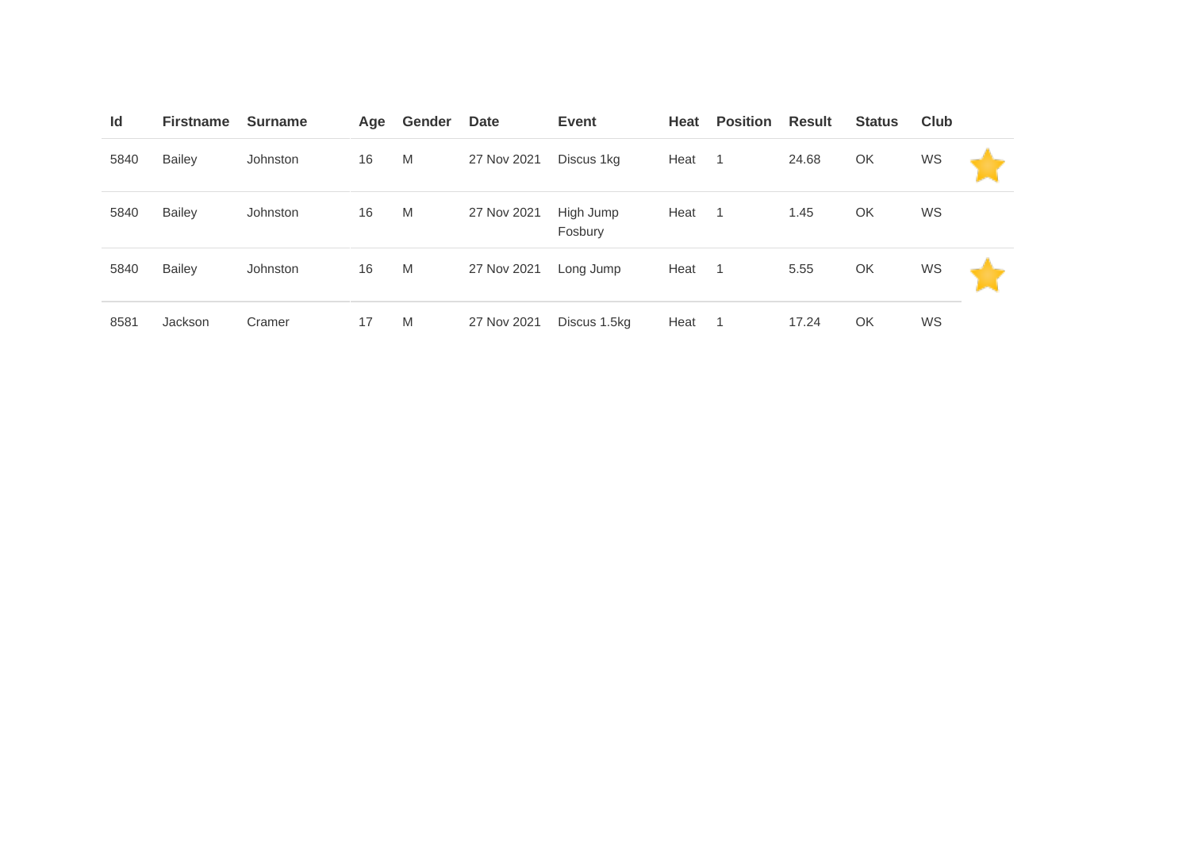| Id | Firstname | Surname | Age | Gender | Date | Event | Heat | Position | Result | Status | Club | |
|---|---|---|---|---|---|---|---|---|---|---|---|---|
| 5840 | Bailey | Johnston | 16 | M | 27 Nov 2021 | Discus 1kg | Heat | 1 | 24.68 | OK | WS | ⭐ |
| 5840 | Bailey | Johnston | 16 | M | 27 Nov 2021 | High Jump Fosbury | Heat | 1 | 1.45 | OK | WS | |
| 5840 | Bailey | Johnston | 16 | M | 27 Nov 2021 | Long Jump | Heat | 1 | 5.55 | OK | WS | ⭐ |
| 8581 | Jackson | Cramer | 17 | M | 27 Nov 2021 | Discus 1.5kg | Heat | 1 | 17.24 | OK | WS | |